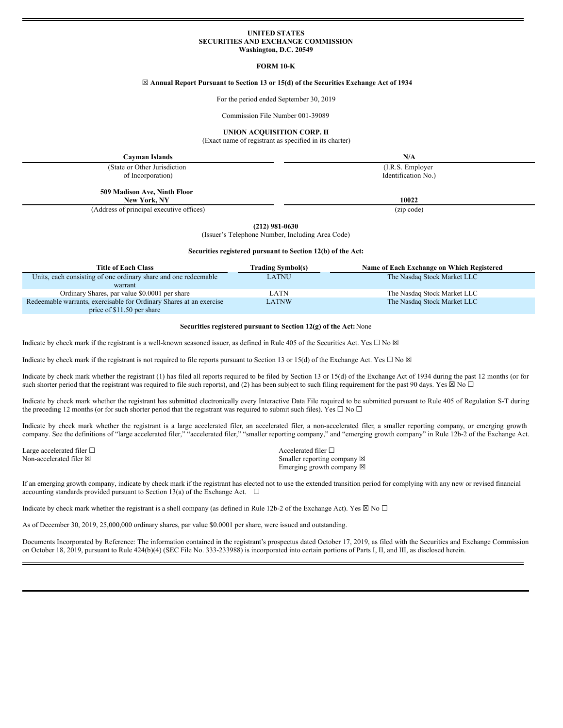**UNITED STATES**
**SECURITIES AND EXCHANGE COMMISSION**
**Washington, D.C. 20549**

**FORM 10-K**

☒ **Annual Report Pursuant to Section 13 or 15(d) of the Securities Exchange Act of 1934**

For the period ended September 30, 2019

Commission File Number 001-39089

**UNION ACQUISITION CORP. II**
(Exact name of registrant as specified in its charter)

| | |
|---|---|
| **Cayman Islands** | **N/A** |
| (State or Other Jurisdiction of Incorporation) | (I.R.S. Employer Identification No.) |
| **509 Madison Ave, Ninth Floor New York, NY** | **10022** |
| (Address of principal executive offices) | (zip code) |

**(212) 981-0630**
(Issuer's Telephone Number, Including Area Code)

**Securities registered pursuant to Section 12(b) of the Act:**

| Title of Each Class | Trading Symbol(s) | Name of Each Exchange on Which Registered |
|---|---|---|
| Units, each consisting of one ordinary share and one redeemable warrant | LATNU | The Nasdaq Stock Market LLC |
| Ordinary Shares, par value $0.0001 per share | LATN | The Nasdaq Stock Market LLC |
| Redeemable warrants, exercisable for Ordinary Shares at an exercise price of $11.50 per share | LATNW | The Nasdaq Stock Market LLC |

**Securities registered pursuant to Section 12(g) of the Act:** None

Indicate by check mark if the registrant is a well-known seasoned issuer, as defined in Rule 405 of the Securities Act. Yes ☐ No ☒

Indicate by check mark if the registrant is not required to file reports pursuant to Section 13 or 15(d) of the Exchange Act. Yes ☐ No ☒

Indicate by check mark whether the registrant (1) has filed all reports required to be filed by Section 13 or 15(d) of the Exchange Act of 1934 during the past 12 months (or for such shorter period that the registrant was required to file such reports), and (2) has been subject to such filing requirement for the past 90 days. Yes ☒ No ☐

Indicate by check mark whether the registrant has submitted electronically every Interactive Data File required to be submitted pursuant to Rule 405 of Regulation S-T during the preceding 12 months (or for such shorter period that the registrant was required to submit such files). Yes ☐ No ☐

Indicate by check mark whether the registrant is a large accelerated filer, an accelerated filer, a non-accelerated filer, a smaller reporting company, or emerging growth company. See the definitions of "large accelerated filer," "accelerated filer," "smaller reporting company," and "emerging growth company" in Rule 12b-2 of the Exchange Act.

| | |
|---|---|
| Large accelerated filer ☐ | Accelerated filer ☐ |
| Non-accelerated filer ☒ | Smaller reporting company ☒ |
| | Emerging growth company ☒ |

If an emerging growth company, indicate by check mark if the registrant has elected not to use the extended transition period for complying with any new or revised financial accounting standards provided pursuant to Section 13(a) of the Exchange Act. ☐

Indicate by check mark whether the registrant is a shell company (as defined in Rule 12b-2 of the Exchange Act). Yes ☒ No ☐

As of December 30, 2019, 25,000,000 ordinary shares, par value $0.0001 per share, were issued and outstanding.

Documents Incorporated by Reference: The information contained in the registrant's prospectus dated October 17, 2019, as filed with the Securities and Exchange Commission on October 18, 2019, pursuant to Rule 424(b)(4) (SEC File No. 333-233988) is incorporated into certain portions of Parts I, II, and III, as disclosed herein.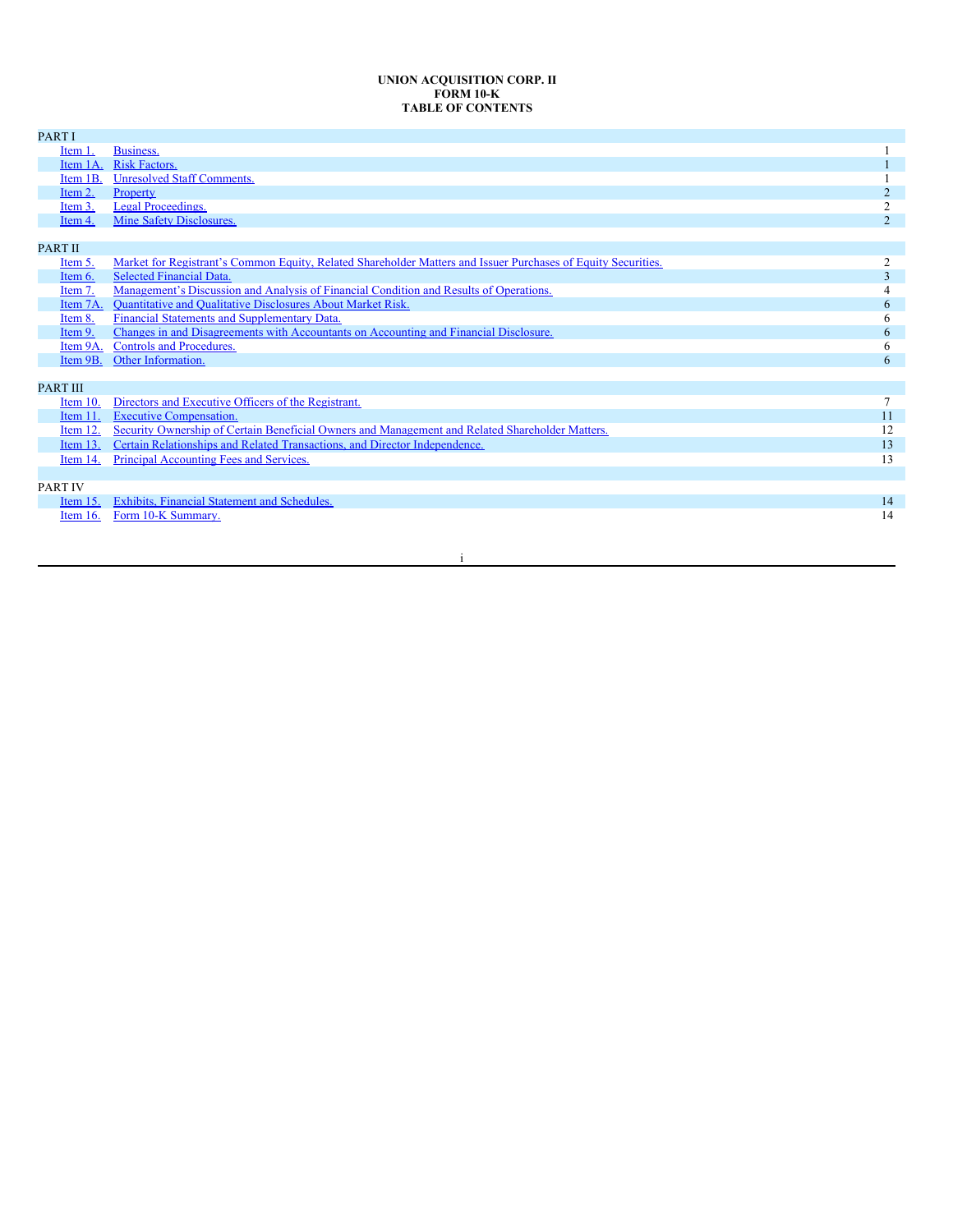**UNION ACQUISITION CORP. II**
**FORM 10-K**
**TABLE OF CONTENTS**

| | | |
|---|---|---|
| PART I | | |
| Item 1. | Business. | 1 |
| Item 1A. | Risk Factors. | 1 |
| Item 1B. | Unresolved Staff Comments. | 1 |
| Item 2. | Property | 2 |
| Item 3. | Legal Proceedings. | 2 |
| Item 4. | Mine Safety Disclosures. | 2 |
| | | |
| PART II | | |
| Item 5. | Market for Registrant's Common Equity, Related Shareholder Matters and Issuer Purchases of Equity Securities. | 2 |
| Item 6. | Selected Financial Data. | 3 |
| Item 7. | Management's Discussion and Analysis of Financial Condition and Results of Operations. | 4 |
| Item 7A. | Quantitative and Qualitative Disclosures About Market Risk. | 6 |
| Item 8. | Financial Statements and Supplementary Data. | 6 |
| Item 9. | Changes in and Disagreements with Accountants on Accounting and Financial Disclosure. | 6 |
| Item 9A. | Controls and Procedures. | 6 |
| Item 9B. | Other Information. | 6 |
| | | |
| PART III | | |
| Item 10. | Directors and Executive Officers of the Registrant. | 7 |
| Item 11. | Executive Compensation. | 11 |
| Item 12. | Security Ownership of Certain Beneficial Owners and Management and Related Shareholder Matters. | 12 |
| Item 13. | Certain Relationships and Related Transactions, and Director Independence. | 13 |
| Item 14. | Principal Accounting Fees and Services. | 13 |
| | | |
| PART IV | | |
| Item 15. | Exhibits, Financial Statement and Schedules. | 14 |
| Item 16. | Form 10-K Summary. | 14 |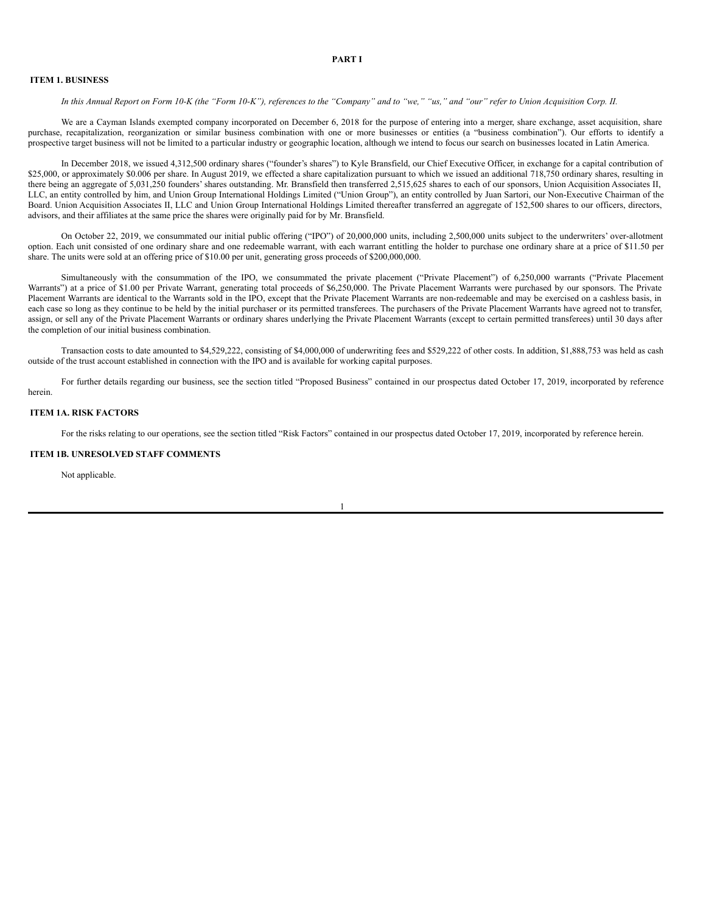# PART I

## ITEM 1. BUSINESS

*In this Annual Report on Form 10-K (the "Form 10-K"), references to the "Company" and to "we," "us," and "our" refer to Union Acquisition Corp. II.*

We are a Cayman Islands exempted company incorporated on December 6, 2018 for the purpose of entering into a merger, share exchange, asset acquisition, share purchase, recapitalization, reorganization or similar business combination with one or more businesses or entities (a "business combination"). Our efforts to identify a prospective target business will not be limited to a particular industry or geographic location, although we intend to focus our search on businesses located in Latin America.

In December 2018, we issued 4,312,500 ordinary shares ("founder's shares") to Kyle Bransfield, our Chief Executive Officer, in exchange for a capital contribution of $25,000, or approximately $0.006 per share. In August 2019, we effected a share capitalization pursuant to which we issued an additional 718,750 ordinary shares, resulting in there being an aggregate of 5,031,250 founders' shares outstanding. Mr. Bransfield then transferred 2,515,625 shares to each of our sponsors, Union Acquisition Associates II, LLC, an entity controlled by him, and Union Group International Holdings Limited ("Union Group"), an entity controlled by Juan Sartori, our Non-Executive Chairman of the Board. Union Acquisition Associates II, LLC and Union Group International Holdings Limited thereafter transferred an aggregate of 152,500 shares to our officers, directors, advisors, and their affiliates at the same price the shares were originally paid for by Mr. Bransfield.

On October 22, 2019, we consummated our initial public offering ("IPO") of 20,000,000 units, including 2,500,000 units subject to the underwriters' over-allotment option. Each unit consisted of one ordinary share and one redeemable warrant, with each warrant entitling the holder to purchase one ordinary share at a price of $11.50 per share. The units were sold at an offering price of $10.00 per unit, generating gross proceeds of $200,000,000.

Simultaneously with the consummation of the IPO, we consummated the private placement ("Private Placement") of 6,250,000 warrants ("Private Placement Warrants") at a price of $1.00 per Private Warrant, generating total proceeds of $6,250,000. The Private Placement Warrants were purchased by our sponsors. The Private Placement Warrants are identical to the Warrants sold in the IPO, except that the Private Placement Warrants are non-redeemable and may be exercised on a cashless basis, in each case so long as they continue to be held by the initial purchaser or its permitted transferees. The purchasers of the Private Placement Warrants have agreed not to transfer, assign, or sell any of the Private Placement Warrants or ordinary shares underlying the Private Placement Warrants (except to certain permitted transferees) until 30 days after the completion of our initial business combination.

Transaction costs to date amounted to $4,529,222, consisting of $4,000,000 of underwriting fees and $529,222 of other costs. In addition, $1,888,753 was held as cash outside of the trust account established in connection with the IPO and is available for working capital purposes.

For further details regarding our business, see the section titled "Proposed Business" contained in our prospectus dated October 17, 2019, incorporated by reference herein.

## ITEM 1A. RISK FACTORS

For the risks relating to our operations, see the section titled "Risk Factors" contained in our prospectus dated October 17, 2019, incorporated by reference herein.

## ITEM 1B. UNRESOLVED STAFF COMMENTS

Not applicable.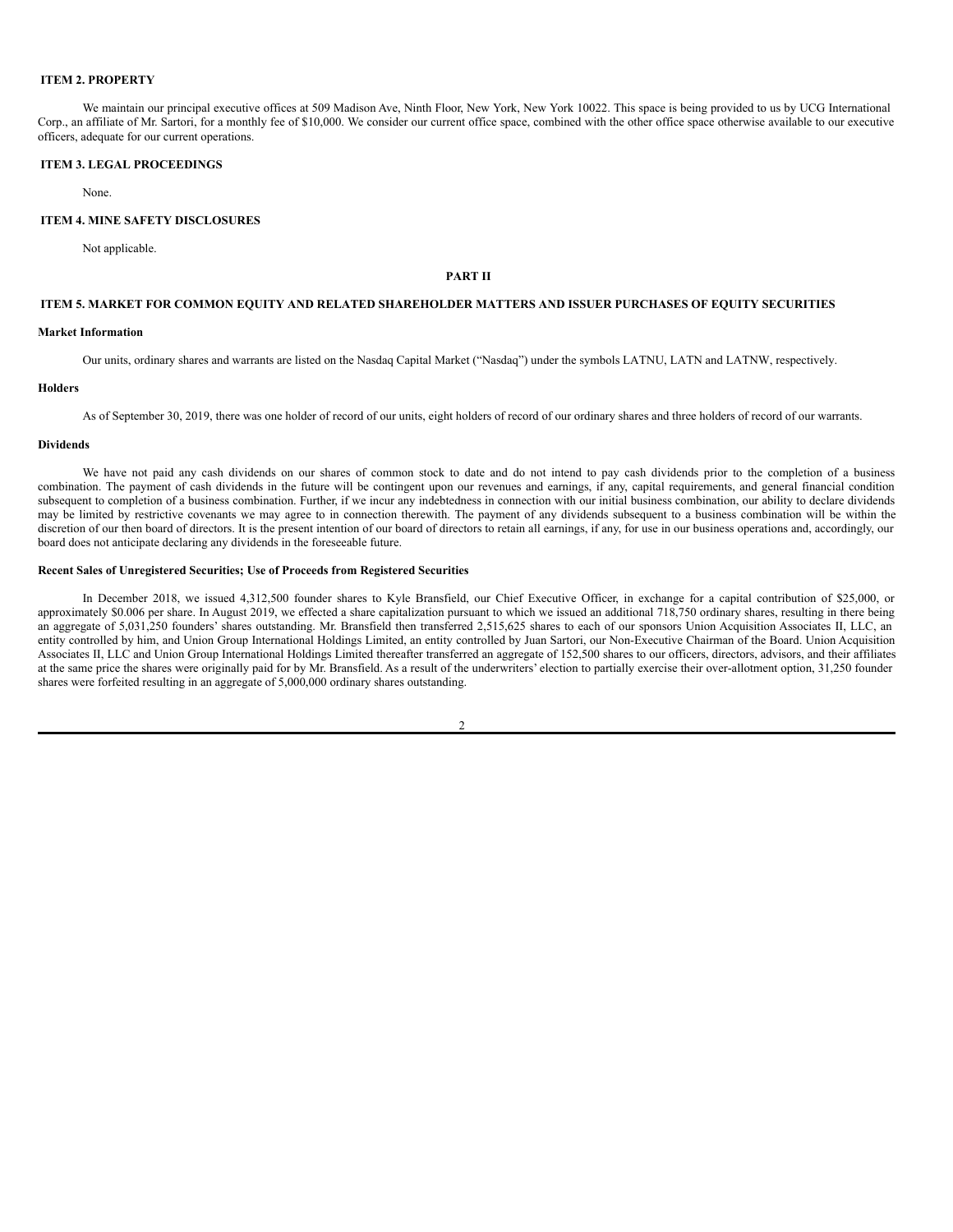## ITEM 2. PROPERTY

We maintain our principal executive offices at 509 Madison Ave, Ninth Floor, New York, New York 10022. This space is being provided to us by UCG International Corp., an affiliate of Mr. Sartori, for a monthly fee of $10,000. We consider our current office space, combined with the other office space otherwise available to our executive officers, adequate for our current operations.

## ITEM 3. LEGAL PROCEEDINGS

None.

## ITEM 4. MINE SAFETY DISCLOSURES

Not applicable.

# PART II

## ITEM 5. MARKET FOR COMMON EQUITY AND RELATED SHAREHOLDER MATTERS AND ISSUER PURCHASES OF EQUITY SECURITIES

### Market Information

Our units, ordinary shares and warrants are listed on the Nasdaq Capital Market ("Nasdaq") under the symbols LATNU, LATN and LATNW, respectively.

### Holders

As of September 30, 2019, there was one holder of record of our units, eight holders of record of our ordinary shares and three holders of record of our warrants.

### Dividends

We have not paid any cash dividends on our shares of common stock to date and do not intend to pay cash dividends prior to the completion of a business combination. The payment of cash dividends in the future will be contingent upon our revenues and earnings, if any, capital requirements, and general financial condition subsequent to completion of a business combination. Further, if we incur any indebtedness in connection with our initial business combination, our ability to declare dividends may be limited by restrictive covenants we may agree to in connection therewith. The payment of any dividends subsequent to a business combination will be within the discretion of our then board of directors. It is the present intention of our board of directors to retain all earnings, if any, for use in our business operations and, accordingly, our board does not anticipate declaring any dividends in the foreseeable future.

### Recent Sales of Unregistered Securities; Use of Proceeds from Registered Securities

In December 2018, we issued 4,312,500 founder shares to Kyle Bransfield, our Chief Executive Officer, in exchange for a capital contribution of $25,000, or approximately $0.006 per share. In August 2019, we effected a share capitalization pursuant to which we issued an additional 718,750 ordinary shares, resulting in there being an aggregate of 5,031,250 founders' shares outstanding. Mr. Bransfield then transferred 2,515,625 shares to each of our sponsors Union Acquisition Associates II, LLC, an entity controlled by him, and Union Group International Holdings Limited, an entity controlled by Juan Sartori, our Non-Executive Chairman of the Board. Union Acquisition Associates II, LLC and Union Group International Holdings Limited thereafter transferred an aggregate of 152,500 shares to our officers, directors, advisors, and their affiliates at the same price the shares were originally paid for by Mr. Bransfield. As a result of the underwriters' election to partially exercise their over-allotment option, 31,250 founder shares were forfeited resulting in an aggregate of 5,000,000 ordinary shares outstanding.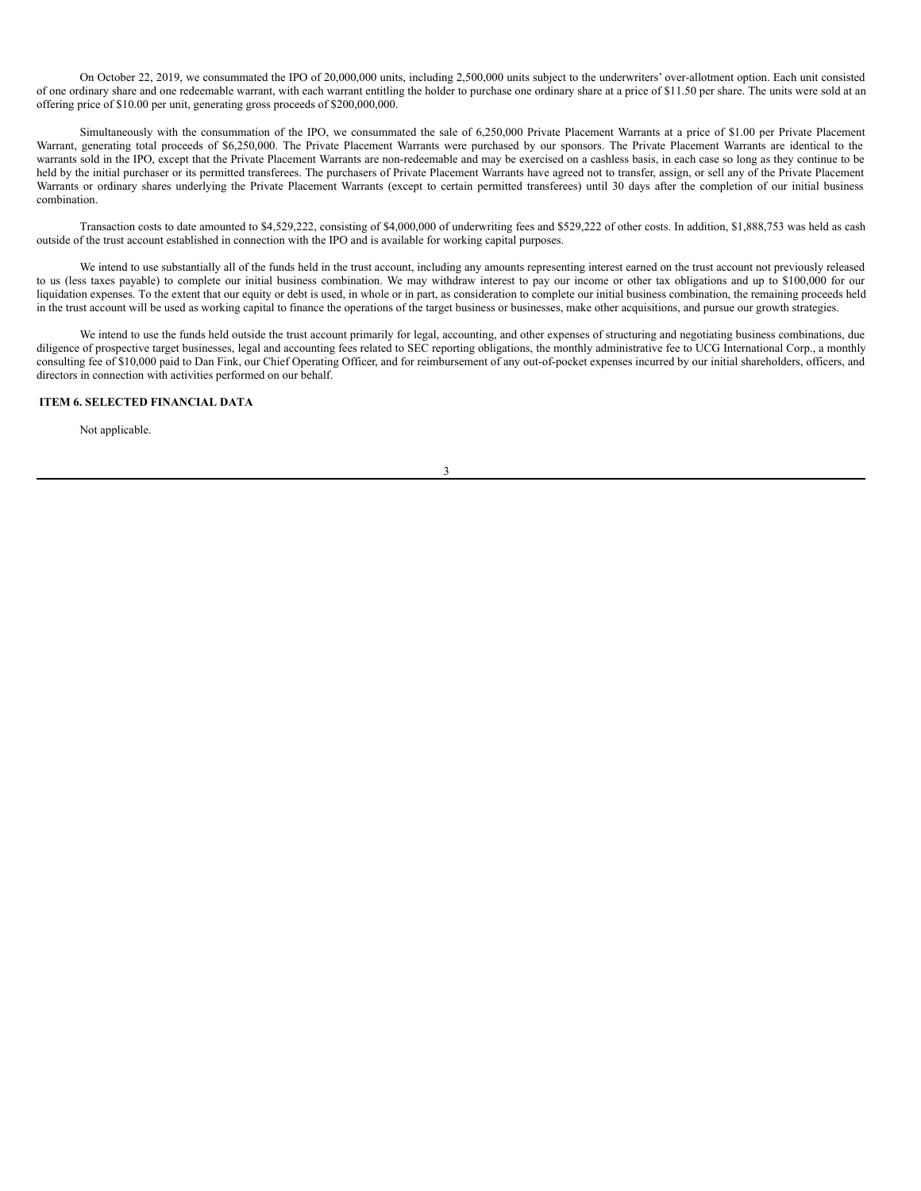On October 22, 2019, we consummated the IPO of 20,000,000 units, including 2,500,000 units subject to the underwriters' over-allotment option. Each unit consisted of one ordinary share and one redeemable warrant, with each warrant entitling the holder to purchase one ordinary share at a price of $11.50 per share. The units were sold at an offering price of $10.00 per unit, generating gross proceeds of $200,000,000.

Simultaneously with the consummation of the IPO, we consummated the sale of 6,250,000 Private Placement Warrants at a price of $1.00 per Private Placement Warrant, generating total proceeds of $6,250,000. The Private Placement Warrants were purchased by our sponsors. The Private Placement Warrants are identical to the warrants sold in the IPO, except that the Private Placement Warrants are non-redeemable and may be exercised on a cashless basis, in each case so long as they continue to be held by the initial purchaser or its permitted transferees. The purchasers of Private Placement Warrants have agreed not to transfer, assign, or sell any of the Private Placement Warrants or ordinary shares underlying the Private Placement Warrants (except to certain permitted transferees) until 30 days after the completion of our initial business combination.

Transaction costs to date amounted to $4,529,222, consisting of $4,000,000 of underwriting fees and $529,222 of other costs. In addition, $1,888,753 was held as cash outside of the trust account established in connection with the IPO and is available for working capital purposes.

We intend to use substantially all of the funds held in the trust account, including any amounts representing interest earned on the trust account not previously released to us (less taxes payable) to complete our initial business combination. We may withdraw interest to pay our income or other tax obligations and up to $100,000 for our liquidation expenses. To the extent that our equity or debt is used, in whole or in part, as consideration to complete our initial business combination, the remaining proceeds held in the trust account will be used as working capital to finance the operations of the target business or businesses, make other acquisitions, and pursue our growth strategies.

We intend to use the funds held outside the trust account primarily for legal, accounting, and other expenses of structuring and negotiating business combinations, due diligence of prospective target businesses, legal and accounting fees related to SEC reporting obligations, the monthly administrative fee to UCG International Corp., a monthly consulting fee of $10,000 paid to Dan Fink, our Chief Operating Officer, and for reimbursement of any out-of-pocket expenses incurred by our initial shareholders, officers, and directors in connection with activities performed on our behalf.

## ITEM 6. SELECTED FINANCIAL DATA

Not applicable.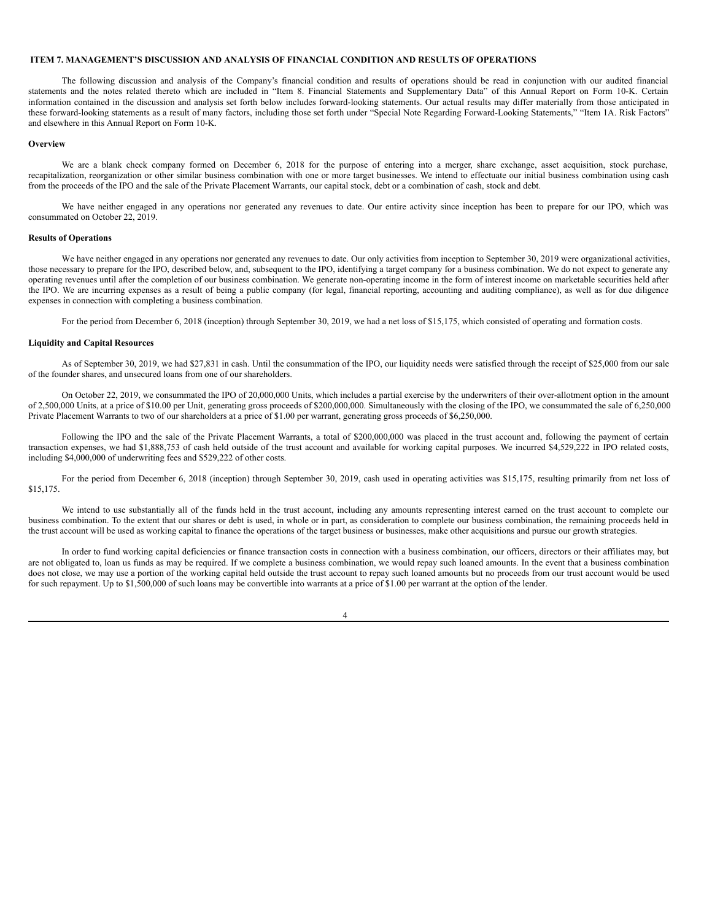## ITEM 7. MANAGEMENT'S DISCUSSION AND ANALYSIS OF FINANCIAL CONDITION AND RESULTS OF OPERATIONS

The following discussion and analysis of the Company's financial condition and results of operations should be read in conjunction with our audited financial statements and the notes related thereto which are included in "Item 8. Financial Statements and Supplementary Data" of this Annual Report on Form 10-K. Certain information contained in the discussion and analysis set forth below includes forward-looking statements. Our actual results may differ materially from those anticipated in these forward-looking statements as a result of many factors, including those set forth under "Special Note Regarding Forward-Looking Statements," "Item 1A. Risk Factors" and elsewhere in this Annual Report on Form 10-K.

### Overview

We are a blank check company formed on December 6, 2018 for the purpose of entering into a merger, share exchange, asset acquisition, stock purchase, recapitalization, reorganization or other similar business combination with one or more target businesses. We intend to effectuate our initial business combination using cash from the proceeds of the IPO and the sale of the Private Placement Warrants, our capital stock, debt or a combination of cash, stock and debt.

We have neither engaged in any operations nor generated any revenues to date. Our entire activity since inception has been to prepare for our IPO, which was consummated on October 22, 2019.

### Results of Operations

We have neither engaged in any operations nor generated any revenues to date. Our only activities from inception to September 30, 2019 were organizational activities, those necessary to prepare for the IPO, described below, and, subsequent to the IPO, identifying a target company for a business combination. We do not expect to generate any operating revenues until after the completion of our business combination. We generate non-operating income in the form of interest income on marketable securities held after the IPO. We are incurring expenses as a result of being a public company (for legal, financial reporting, accounting and auditing compliance), as well as for due diligence expenses in connection with completing a business combination.

For the period from December 6, 2018 (inception) through September 30, 2019, we had a net loss of $15,175, which consisted of operating and formation costs.

### Liquidity and Capital Resources

As of September 30, 2019, we had $27,831 in cash. Until the consummation of the IPO, our liquidity needs were satisfied through the receipt of $25,000 from our sale of the founder shares, and unsecured loans from one of our shareholders.

On October 22, 2019, we consummated the IPO of 20,000,000 Units, which includes a partial exercise by the underwriters of their over-allotment option in the amount of 2,500,000 Units, at a price of $10.00 per Unit, generating gross proceeds of $200,000,000. Simultaneously with the closing of the IPO, we consummated the sale of 6,250,000 Private Placement Warrants to two of our shareholders at a price of $1.00 per warrant, generating gross proceeds of $6,250,000.

Following the IPO and the sale of the Private Placement Warrants, a total of $200,000,000 was placed in the trust account and, following the payment of certain transaction expenses, we had $1,888,753 of cash held outside of the trust account and available for working capital purposes. We incurred $4,529,222 in IPO related costs, including $4,000,000 of underwriting fees and $529,222 of other costs.

For the period from December 6, 2018 (inception) through September 30, 2019, cash used in operating activities was $15,175, resulting primarily from net loss of $15,175.

We intend to use substantially all of the funds held in the trust account, including any amounts representing interest earned on the trust account to complete our business combination. To the extent that our shares or debt is used, in whole or in part, as consideration to complete our business combination, the remaining proceeds held in the trust account will be used as working capital to finance the operations of the target business or businesses, make other acquisitions and pursue our growth strategies.

In order to fund working capital deficiencies or finance transaction costs in connection with a business combination, our officers, directors or their affiliates may, but are not obligated to, loan us funds as may be required. If we complete a business combination, we would repay such loaned amounts. In the event that a business combination does not close, we may use a portion of the working capital held outside the trust account to repay such loaned amounts but no proceeds from our trust account would be used for such repayment. Up to $1,500,000 of such loans may be convertible into warrants at a price of $1.00 per warrant at the option of the lender.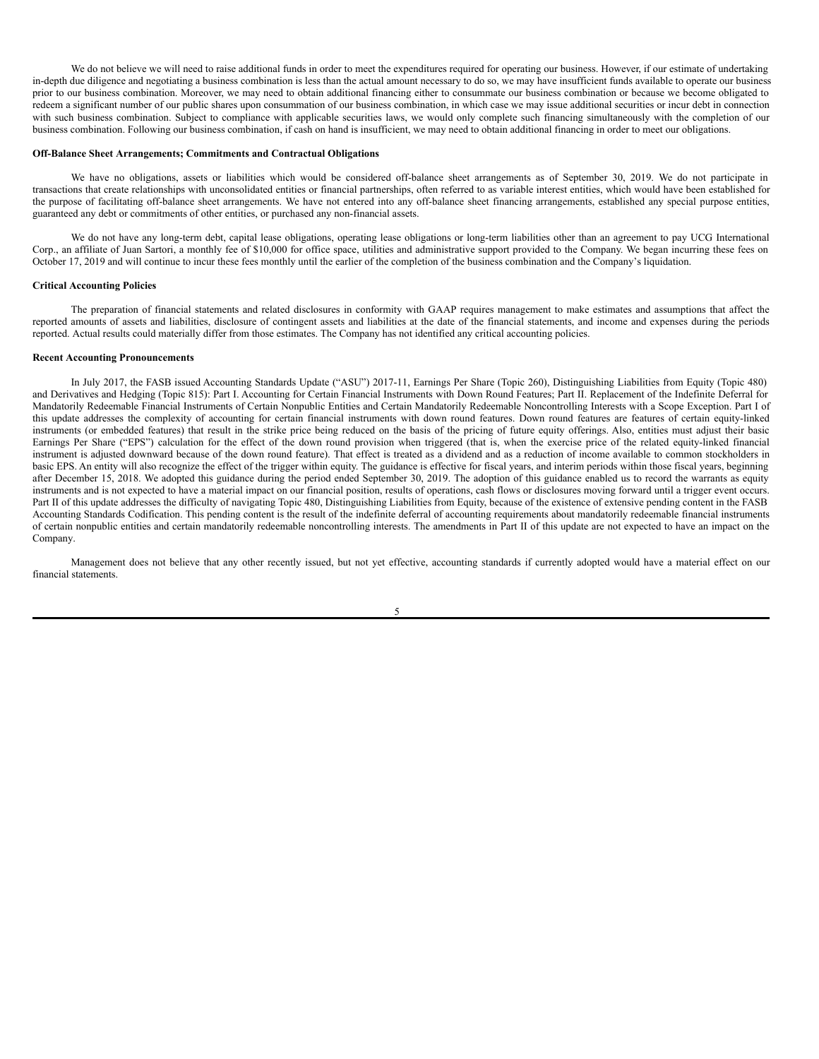We do not believe we will need to raise additional funds in order to meet the expenditures required for operating our business. However, if our estimate of undertaking in-depth due diligence and negotiating a business combination is less than the actual amount necessary to do so, we may have insufficient funds available to operate our business prior to our business combination. Moreover, we may need to obtain additional financing either to consummate our business combination or because we become obligated to redeem a significant number of our public shares upon consummation of our business combination, in which case we may issue additional securities or incur debt in connection with such business combination. Subject to compliance with applicable securities laws, we would only complete such financing simultaneously with the completion of our business combination. Following our business combination, if cash on hand is insufficient, we may need to obtain additional financing in order to meet our obligations.

**Off-Balance Sheet Arrangements; Commitments and Contractual Obligations**

We have no obligations, assets or liabilities which would be considered off-balance sheet arrangements as of September 30, 2019. We do not participate in transactions that create relationships with unconsolidated entities or financial partnerships, often referred to as variable interest entities, which would have been established for the purpose of facilitating off-balance sheet arrangements. We have not entered into any off-balance sheet financing arrangements, established any special purpose entities, guaranteed any debt or commitments of other entities, or purchased any non-financial assets.

We do not have any long-term debt, capital lease obligations, operating lease obligations or long-term liabilities other than an agreement to pay UCG International Corp., an affiliate of Juan Sartori, a monthly fee of $10,000 for office space, utilities and administrative support provided to the Company. We began incurring these fees on October 17, 2019 and will continue to incur these fees monthly until the earlier of the completion of the business combination and the Company's liquidation.

**Critical Accounting Policies**

The preparation of financial statements and related disclosures in conformity with GAAP requires management to make estimates and assumptions that affect the reported amounts of assets and liabilities, disclosure of contingent assets and liabilities at the date of the financial statements, and income and expenses during the periods reported. Actual results could materially differ from those estimates. The Company has not identified any critical accounting policies.

**Recent Accounting Pronouncements**

In July 2017, the FASB issued Accounting Standards Update ("ASU") 2017-11, Earnings Per Share (Topic 260), Distinguishing Liabilities from Equity (Topic 480) and Derivatives and Hedging (Topic 815): Part I. Accounting for Certain Financial Instruments with Down Round Features; Part II. Replacement of the Indefinite Deferral for Mandatorily Redeemable Financial Instruments of Certain Nonpublic Entities and Certain Mandatorily Redeemable Noncontrolling Interests with a Scope Exception. Part I of this update addresses the complexity of accounting for certain financial instruments with down round features. Down round features are features of certain equity-linked instruments (or embedded features) that result in the strike price being reduced on the basis of the pricing of future equity offerings. Also, entities must adjust their basic Earnings Per Share ("EPS") calculation for the effect of the down round provision when triggered (that is, when the exercise price of the related equity-linked financial instrument is adjusted downward because of the down round feature). That effect is treated as a dividend and as a reduction of income available to common stockholders in basic EPS. An entity will also recognize the effect of the trigger within equity. The guidance is effective for fiscal years, and interim periods within those fiscal years, beginning after December 15, 2018. We adopted this guidance during the period ended September 30, 2019. The adoption of this guidance enabled us to record the warrants as equity instruments and is not expected to have a material impact on our financial position, results of operations, cash flows or disclosures moving forward until a trigger event occurs. Part II of this update addresses the difficulty of navigating Topic 480, Distinguishing Liabilities from Equity, because of the existence of extensive pending content in the FASB Accounting Standards Codification. This pending content is the result of the indefinite deferral of accounting requirements about mandatorily redeemable financial instruments of certain nonpublic entities and certain mandatorily redeemable noncontrolling interests. The amendments in Part II of this update are not expected to have an impact on the Company.

Management does not believe that any other recently issued, but not yet effective, accounting standards if currently adopted would have a material effect on our financial statements.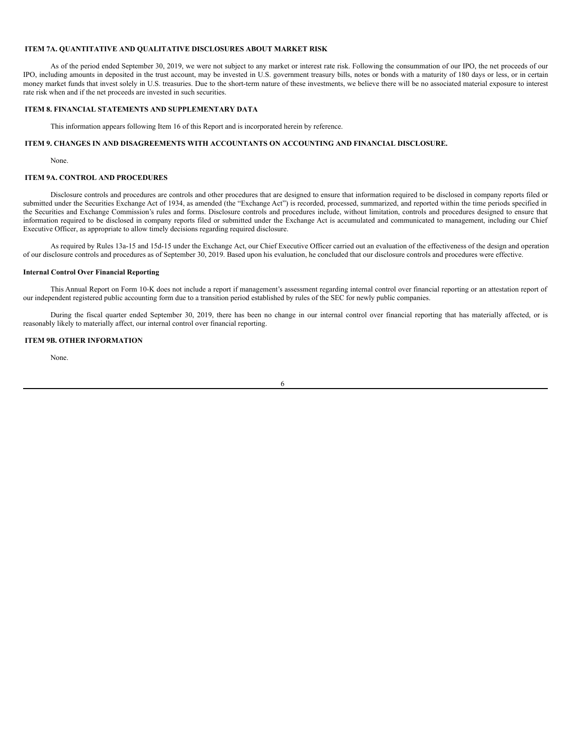## ITEM 7A. QUANTITATIVE AND QUALITATIVE DISCLOSURES ABOUT MARKET RISK

As of the period ended September 30, 2019, we were not subject to any market or interest rate risk. Following the consummation of our IPO, the net proceeds of our IPO, including amounts in deposited in the trust account, may be invested in U.S. government treasury bills, notes or bonds with a maturity of 180 days or less, or in certain money market funds that invest solely in U.S. treasuries. Due to the short-term nature of these investments, we believe there will be no associated material exposure to interest rate risk when and if the net proceeds are invested in such securities.

## ITEM 8. FINANCIAL STATEMENTS AND SUPPLEMENTARY DATA

This information appears following Item 16 of this Report and is incorporated herein by reference.

## ITEM 9. CHANGES IN AND DISAGREEMENTS WITH ACCOUNTANTS ON ACCOUNTING AND FINANCIAL DISCLOSURE.

None.

## ITEM 9A. CONTROL AND PROCEDURES

Disclosure controls and procedures are controls and other procedures that are designed to ensure that information required to be disclosed in company reports filed or submitted under the Securities Exchange Act of 1934, as amended (the "Exchange Act") is recorded, processed, summarized, and reported within the time periods specified in the Securities and Exchange Commission's rules and forms. Disclosure controls and procedures include, without limitation, controls and procedures designed to ensure that information required to be disclosed in company reports filed or submitted under the Exchange Act is accumulated and communicated to management, including our Chief Executive Officer, as appropriate to allow timely decisions regarding required disclosure.

As required by Rules 13a-15 and 15d-15 under the Exchange Act, our Chief Executive Officer carried out an evaluation of the effectiveness of the design and operation of our disclosure controls and procedures as of September 30, 2019. Based upon his evaluation, he concluded that our disclosure controls and procedures were effective.

### Internal Control Over Financial Reporting

This Annual Report on Form 10-K does not include a report if management's assessment regarding internal control over financial reporting or an attestation report of our independent registered public accounting form due to a transition period established by rules of the SEC for newly public companies.

During the fiscal quarter ended September 30, 2019, there has been no change in our internal control over financial reporting that has materially affected, or is reasonably likely to materially affect, our internal control over financial reporting.

## ITEM 9B. OTHER INFORMATION

None.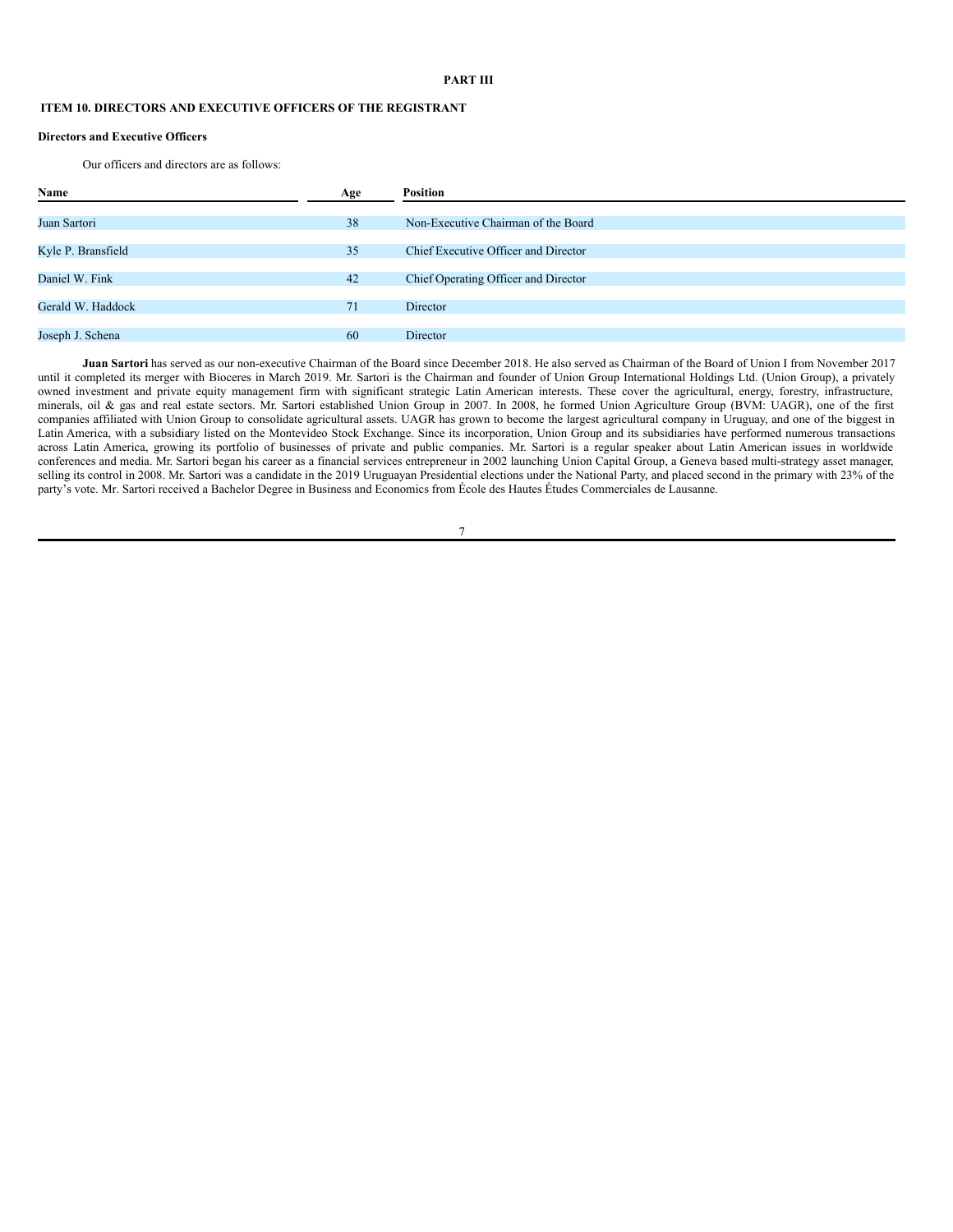# PART III

## ITEM 10. DIRECTORS AND EXECUTIVE OFFICERS OF THE REGISTRANT

### Directors and Executive Officers

Our officers and directors are as follows:

| Name | Age | Position |
|---|---|---|
| Juan Sartori | 38 | Non-Executive Chairman of the Board |
| Kyle P. Bransfield | 35 | Chief Executive Officer and Director |
| Daniel W. Fink | 42 | Chief Operating Officer and Director |
| Gerald W. Haddock | 71 | Director |
| Joseph J. Schena | 60 | Director |

**Juan Sartori** has served as our non-executive Chairman of the Board since December 2018. He also served as Chairman of the Board of Union I from November 2017 until it completed its merger with Bioceres in March 2019. Mr. Sartori is the Chairman and founder of Union Group International Holdings Ltd. (Union Group), a privately owned investment and private equity management firm with significant strategic Latin American interests. These cover the agricultural, energy, forestry, infrastructure, minerals, oil & gas and real estate sectors. Mr. Sartori established Union Group in 2007. In 2008, he formed Union Agriculture Group (BVM: UAGR), one of the first companies affiliated with Union Group to consolidate agricultural assets. UAGR has grown to become the largest agricultural company in Uruguay, and one of the biggest in Latin America, with a subsidiary listed on the Montevideo Stock Exchange. Since its incorporation, Union Group and its subsidiaries have performed numerous transactions across Latin America, growing its portfolio of businesses of private and public companies. Mr. Sartori is a regular speaker about Latin American issues in worldwide conferences and media. Mr. Sartori began his career as a financial services entrepreneur in 2002 launching Union Capital Group, a Geneva based multi-strategy asset manager, selling its control in 2008. Mr. Sartori was a candidate in the 2019 Uruguayan Presidential elections under the National Party, and placed second in the primary with 23% of the party's vote. Mr. Sartori received a Bachelor Degree in Business and Economics from École des Hautes Études Commerciales de Lausanne.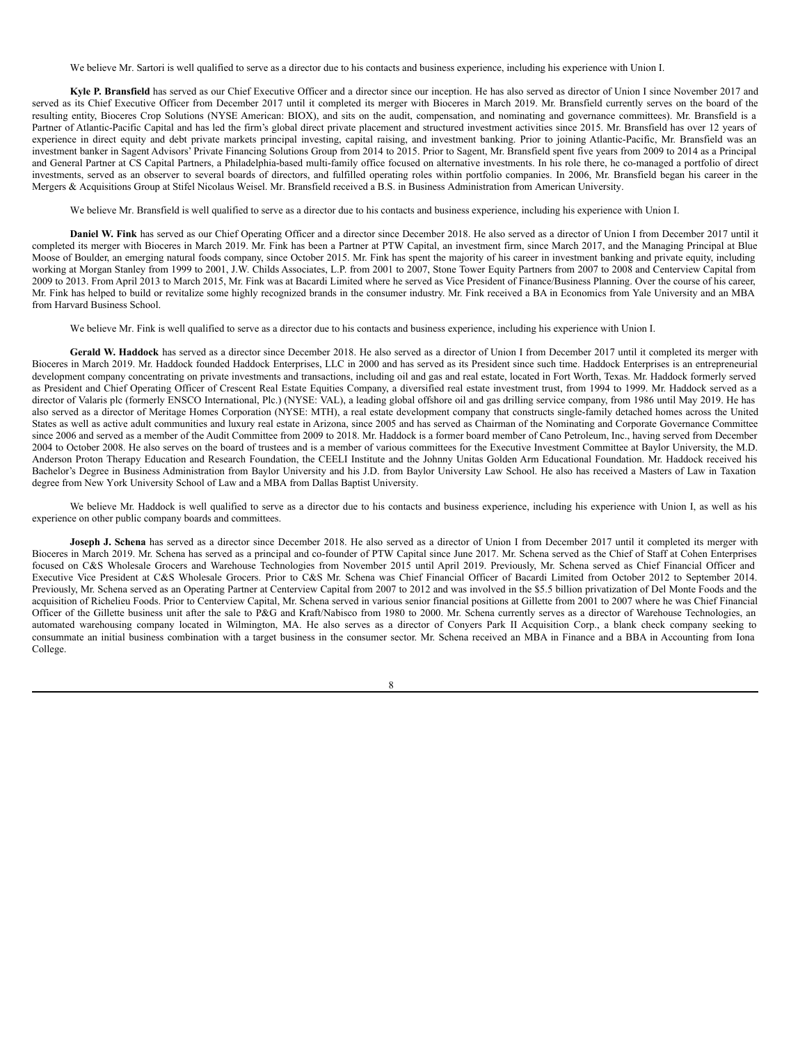We believe Mr. Sartori is well qualified to serve as a director due to his contacts and business experience, including his experience with Union I.

**Kyle P. Bransfield** has served as our Chief Executive Officer and a director since our inception. He has also served as director of Union I since November 2017 and served as its Chief Executive Officer from December 2017 until it completed its merger with Bioceres in March 2019. Mr. Bransfield currently serves on the board of the resulting entity, Bioceres Crop Solutions (NYSE American: BIOX), and sits on the audit, compensation, and nominating and governance committees). Mr. Bransfield is a Partner of Atlantic-Pacific Capital and has led the firm's global direct private placement and structured investment activities since 2015. Mr. Bransfield has over 12 years of experience in direct equity and debt private markets principal investing, capital raising, and investment banking. Prior to joining Atlantic-Pacific, Mr. Bransfield was an investment banker in Sagent Advisors' Private Financing Solutions Group from 2014 to 2015. Prior to Sagent, Mr. Bransfield spent five years from 2009 to 2014 as a Principal and General Partner at CS Capital Partners, a Philadelphia-based multi-family office focused on alternative investments. In his role there, he co-managed a portfolio of direct investments, served as an observer to several boards of directors, and fulfilled operating roles within portfolio companies. In 2006, Mr. Bransfield began his career in the Mergers & Acquisitions Group at Stifel Nicolaus Weisel. Mr. Bransfield received a B.S. in Business Administration from American University.

We believe Mr. Bransfield is well qualified to serve as a director due to his contacts and business experience, including his experience with Union I.

**Daniel W. Fink** has served as our Chief Operating Officer and a director since December 2018. He also served as a director of Union I from December 2017 until it completed its merger with Bioceres in March 2019. Mr. Fink has been a Partner at PTW Capital, an investment firm, since March 2017, and the Managing Principal at Blue Moose of Boulder, an emerging natural foods company, since October 2015. Mr. Fink has spent the majority of his career in investment banking and private equity, including working at Morgan Stanley from 1999 to 2001, J.W. Childs Associates, L.P. from 2001 to 2007, Stone Tower Equity Partners from 2007 to 2008 and Centerview Capital from 2009 to 2013. From April 2013 to March 2015, Mr. Fink was at Bacardi Limited where he served as Vice President of Finance/Business Planning. Over the course of his career, Mr. Fink has helped to build or revitalize some highly recognized brands in the consumer industry. Mr. Fink received a BA in Economics from Yale University and an MBA from Harvard Business School.

We believe Mr. Fink is well qualified to serve as a director due to his contacts and business experience, including his experience with Union I.

**Gerald W. Haddock** has served as a director since December 2018. He also served as a director of Union I from December 2017 until it completed its merger with Bioceres in March 2019. Mr. Haddock founded Haddock Enterprises, LLC in 2000 and has served as its President since such time. Haddock Enterprises is an entrepreneurial development company concentrating on private investments and transactions, including oil and gas and real estate, located in Fort Worth, Texas. Mr. Haddock formerly served as President and Chief Operating Officer of Crescent Real Estate Equities Company, a diversified real estate investment trust, from 1994 to 1999. Mr. Haddock served as a director of Valaris plc (formerly ENSCO International, Plc.) (NYSE: VAL), a leading global offshore oil and gas drilling service company, from 1986 until May 2019. He has also served as a director of Meritage Homes Corporation (NYSE: MTH), a real estate development company that constructs single-family detached homes across the United States as well as active adult communities and luxury real estate in Arizona, since 2005 and has served as Chairman of the Nominating and Corporate Governance Committee since 2006 and served as a member of the Audit Committee from 2009 to 2018. Mr. Haddock is a former board member of Cano Petroleum, Inc., having served from December 2004 to October 2008. He also serves on the board of trustees and is a member of various committees for the Executive Investment Committee at Baylor University, the M.D. Anderson Proton Therapy Education and Research Foundation, the CEELI Institute and the Johnny Unitas Golden Arm Educational Foundation. Mr. Haddock received his Bachelor's Degree in Business Administration from Baylor University and his J.D. from Baylor University Law School. He also has received a Masters of Law in Taxation degree from New York University School of Law and a MBA from Dallas Baptist University.

We believe Mr. Haddock is well qualified to serve as a director due to his contacts and business experience, including his experience with Union I, as well as his experience on other public company boards and committees.

**Joseph J. Schena** has served as a director since December 2018. He also served as a director of Union I from December 2017 until it completed its merger with Bioceres in March 2019. Mr. Schena has served as a principal and co-founder of PTW Capital since June 2017. Mr. Schena served as the Chief of Staff at Cohen Enterprises focused on C&S Wholesale Grocers and Warehouse Technologies from November 2015 until April 2019. Previously, Mr. Schena served as Chief Financial Officer and Executive Vice President at C&S Wholesale Grocers. Prior to C&S Mr. Schena was Chief Financial Officer of Bacardi Limited from October 2012 to September 2014. Previously, Mr. Schena served as an Operating Partner at Centerview Capital from 2007 to 2012 and was involved in the $5.5 billion privatization of Del Monte Foods and the acquisition of Richelieu Foods. Prior to Centerview Capital, Mr. Schena served in various senior financial positions at Gillette from 2001 to 2007 where he was Chief Financial Officer of the Gillette business unit after the sale to P&G and Kraft/Nabisco from 1980 to 2000. Mr. Schena currently serves as a director of Warehouse Technologies, an automated warehousing company located in Wilmington, MA. He also serves as a director of Conyers Park II Acquisition Corp., a blank check company seeking to consummate an initial business combination with a target business in the consumer sector. Mr. Schena received an MBA in Finance and a BBA in Accounting from Iona College.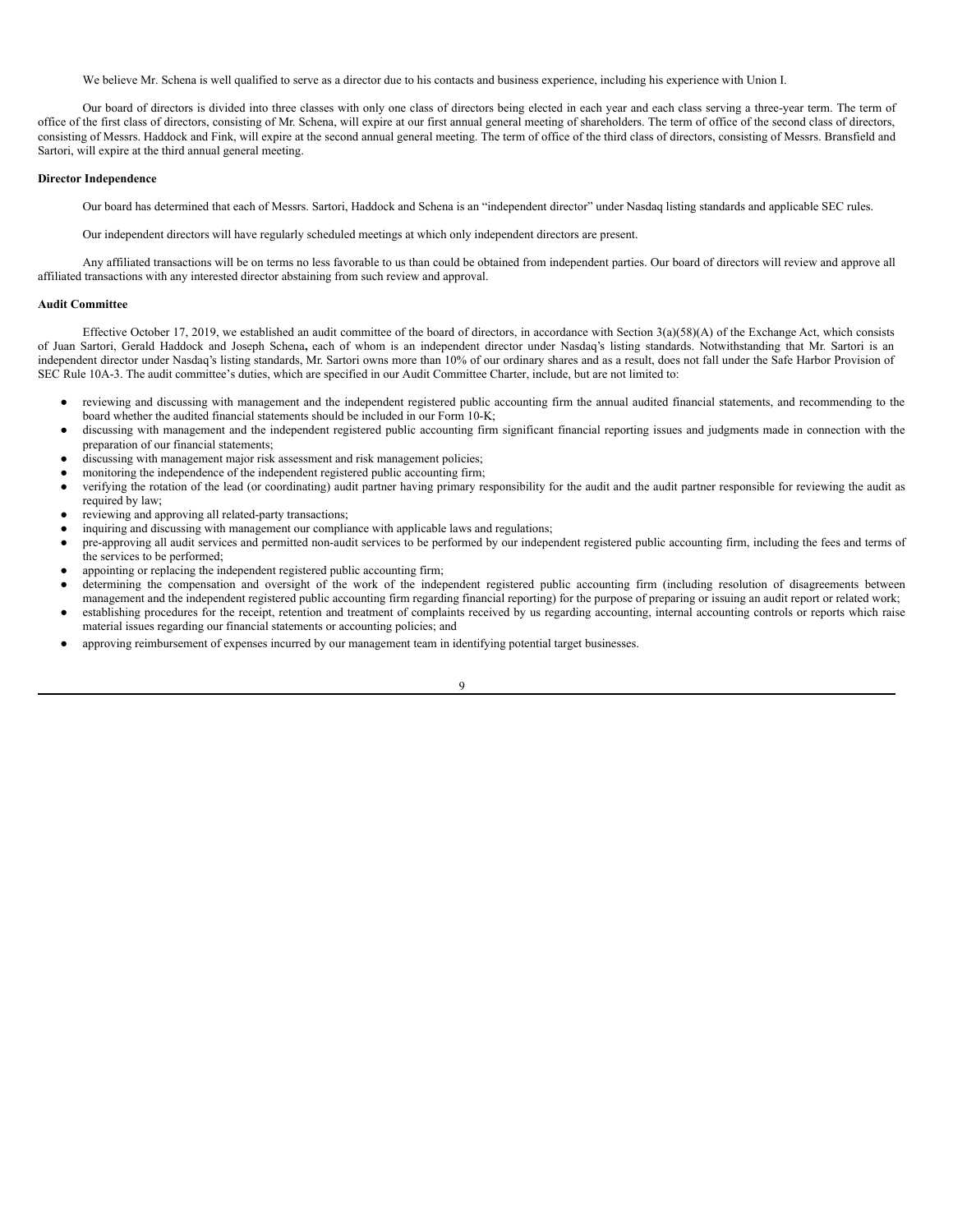We believe Mr. Schena is well qualified to serve as a director due to his contacts and business experience, including his experience with Union I.

Our board of directors is divided into three classes with only one class of directors being elected in each year and each class serving a three-year term. The term of office of the first class of directors, consisting of Mr. Schena, will expire at our first annual general meeting of shareholders. The term of office of the second class of directors, consisting of Messrs. Haddock and Fink, will expire at the second annual general meeting. The term of office of the third class of directors, consisting of Messrs. Bransfield and Sartori, will expire at the third annual general meeting.

**Director Independence**

Our board has determined that each of Messrs. Sartori, Haddock and Schena is an "independent director" under Nasdaq listing standards and applicable SEC rules.

Our independent directors will have regularly scheduled meetings at which only independent directors are present.

Any affiliated transactions will be on terms no less favorable to us than could be obtained from independent parties. Our board of directors will review and approve all affiliated transactions with any interested director abstaining from such review and approval.

**Audit Committee**

Effective October 17, 2019, we established an audit committee of the board of directors, in accordance with Section 3(a)(58)(A) of the Exchange Act, which consists of Juan Sartori, Gerald Haddock and Joseph Schena**,** each of whom is an independent director under Nasdaq's listing standards. Notwithstanding that Mr. Sartori is an independent director under Nasdaq's listing standards, Mr. Sartori owns more than 10% of our ordinary shares and as a result, does not fall under the Safe Harbor Provision of SEC Rule 10A-3. The audit committee's duties, which are specified in our Audit Committee Charter, include, but are not limited to:

- reviewing and discussing with management and the independent registered public accounting firm the annual audited financial statements, and recommending to the board whether the audited financial statements should be included in our Form 10-K;
- discussing with management and the independent registered public accounting firm significant financial reporting issues and judgments made in connection with the preparation of our financial statements;
- discussing with management major risk assessment and risk management policies;
- monitoring the independence of the independent registered public accounting firm;
- verifying the rotation of the lead (or coordinating) audit partner having primary responsibility for the audit and the audit partner responsible for reviewing the audit as required by law;
- reviewing and approving all related-party transactions;
- inquiring and discussing with management our compliance with applicable laws and regulations;
- pre-approving all audit services and permitted non-audit services to be performed by our independent registered public accounting firm, including the fees and terms of the services to be performed;
- appointing or replacing the independent registered public accounting firm;
- determining the compensation and oversight of the work of the independent registered public accounting firm (including resolution of disagreements between management and the independent registered public accounting firm regarding financial reporting) for the purpose of preparing or issuing an audit report or related work;
- establishing procedures for the receipt, retention and treatment of complaints received by us regarding accounting, internal accounting controls or reports which raise material issues regarding our financial statements or accounting policies; and
- approving reimbursement of expenses incurred by our management team in identifying potential target businesses.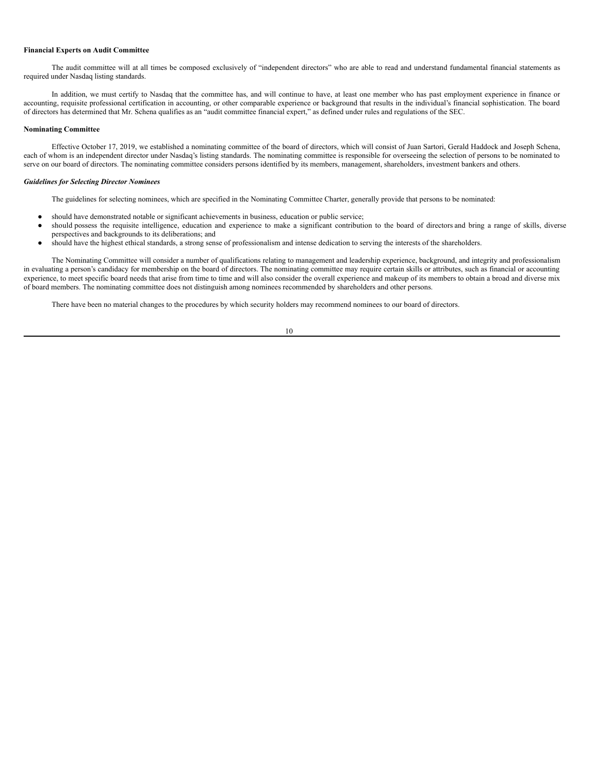**Financial Experts on Audit Committee**

The audit committee will at all times be composed exclusively of "independent directors" who are able to read and understand fundamental financial statements as required under Nasdaq listing standards.

In addition, we must certify to Nasdaq that the committee has, and will continue to have, at least one member who has past employment experience in finance or accounting, requisite professional certification in accounting, or other comparable experience or background that results in the individual's financial sophistication. The board of directors has determined that Mr. Schena qualifies as an "audit committee financial expert," as defined under rules and regulations of the SEC.

**Nominating Committee**

Effective October 17, 2019, we established a nominating committee of the board of directors, which will consist of Juan Sartori, Gerald Haddock and Joseph Schena, each of whom is an independent director under Nasdaq's listing standards. The nominating committee is responsible for overseeing the selection of persons to be nominated to serve on our board of directors. The nominating committee considers persons identified by its members, management, shareholders, investment bankers and others.

***Guidelines for Selecting Director Nominees***

The guidelines for selecting nominees, which are specified in the Nominating Committee Charter, generally provide that persons to be nominated:

- should have demonstrated notable or significant achievements in business, education or public service;
- should possess the requisite intelligence, education and experience to make a significant contribution to the board of directors and bring a range of skills, diverse perspectives and backgrounds to its deliberations; and
- should have the highest ethical standards, a strong sense of professionalism and intense dedication to serving the interests of the shareholders.

The Nominating Committee will consider a number of qualifications relating to management and leadership experience, background, and integrity and professionalism in evaluating a person's candidacy for membership on the board of directors. The nominating committee may require certain skills or attributes, such as financial or accounting experience, to meet specific board needs that arise from time to time and will also consider the overall experience and makeup of its members to obtain a broad and diverse mix of board members. The nominating committee does not distinguish among nominees recommended by shareholders and other persons.

There have been no material changes to the procedures by which security holders may recommend nominees to our board of directors.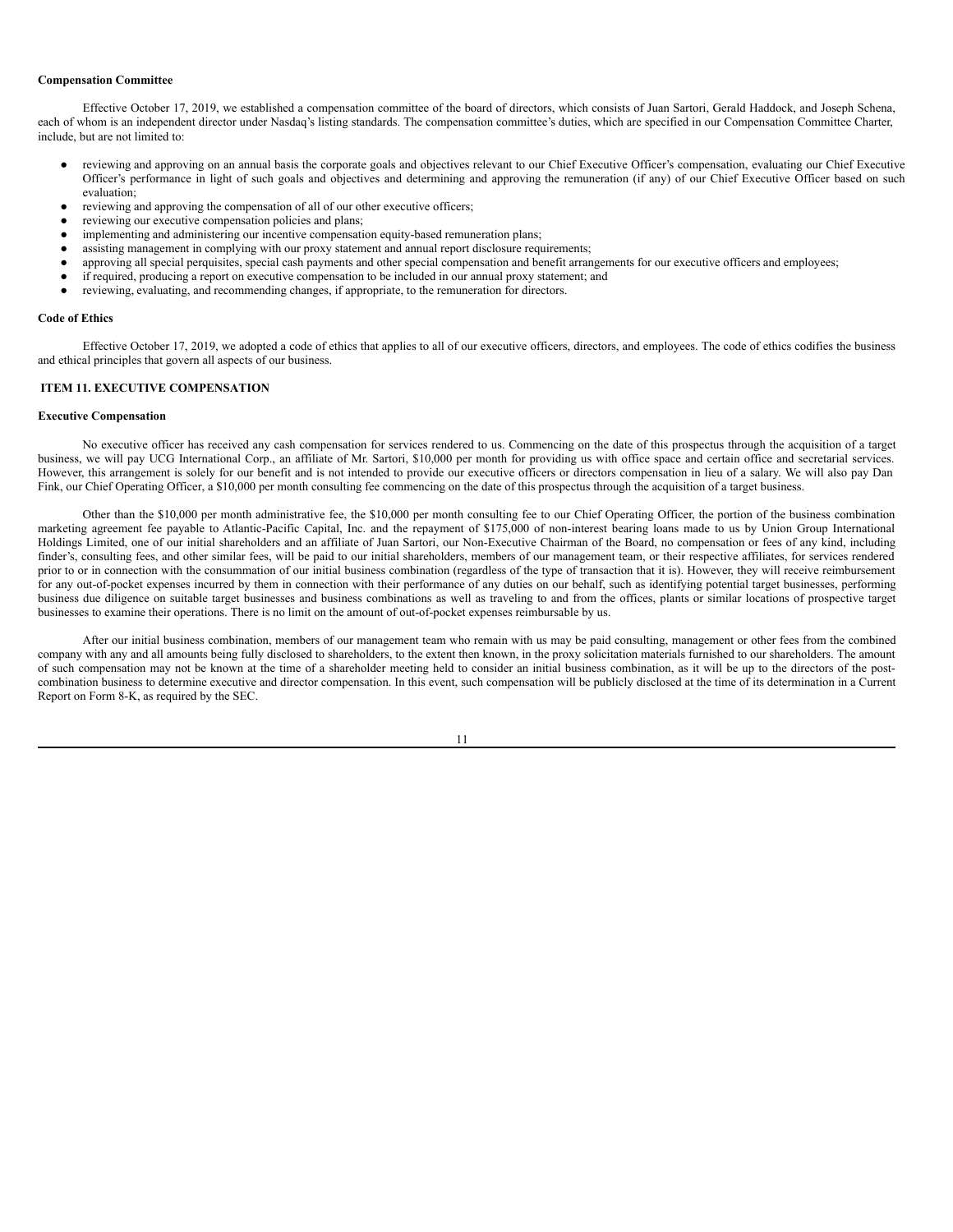**Compensation Committee**

Effective October 17, 2019, we established a compensation committee of the board of directors, which consists of Juan Sartori, Gerald Haddock, and Joseph Schena, each of whom is an independent director under Nasdaq's listing standards. The compensation committee's duties, which are specified in our Compensation Committee Charter, include, but are not limited to:

- reviewing and approving on an annual basis the corporate goals and objectives relevant to our Chief Executive Officer's compensation, evaluating our Chief Executive Officer's performance in light of such goals and objectives and determining and approving the remuneration (if any) of our Chief Executive Officer based on such evaluation;
- reviewing and approving the compensation of all of our other executive officers;
- reviewing our executive compensation policies and plans;
- implementing and administering our incentive compensation equity-based remuneration plans;
- assisting management in complying with our proxy statement and annual report disclosure requirements;
- approving all special perquisites, special cash payments and other special compensation and benefit arrangements for our executive officers and employees;
- if required, producing a report on executive compensation to be included in our annual proxy statement; and
- reviewing, evaluating, and recommending changes, if appropriate, to the remuneration for directors.

**Code of Ethics**

Effective October 17, 2019, we adopted a code of ethics that applies to all of our executive officers, directors, and employees. The code of ethics codifies the business and ethical principles that govern all aspects of our business.

**ITEM 11. EXECUTIVE COMPENSATION**

**Executive Compensation**

No executive officer has received any cash compensation for services rendered to us. Commencing on the date of this prospectus through the acquisition of a target business, we will pay UCG International Corp., an affiliate of Mr. Sartori, $10,000 per month for providing us with office space and certain office and secretarial services. However, this arrangement is solely for our benefit and is not intended to provide our executive officers or directors compensation in lieu of a salary. We will also pay Dan Fink, our Chief Operating Officer, a $10,000 per month consulting fee commencing on the date of this prospectus through the acquisition of a target business.

Other than the $10,000 per month administrative fee, the $10,000 per month consulting fee to our Chief Operating Officer, the portion of the business combination marketing agreement fee payable to Atlantic-Pacific Capital, Inc. and the repayment of $175,000 of non-interest bearing loans made to us by Union Group International Holdings Limited, one of our initial shareholders and an affiliate of Juan Sartori, our Non-Executive Chairman of the Board, no compensation or fees of any kind, including finder's, consulting fees, and other similar fees, will be paid to our initial shareholders, members of our management team, or their respective affiliates, for services rendered prior to or in connection with the consummation of our initial business combination (regardless of the type of transaction that it is). However, they will receive reimbursement for any out-of-pocket expenses incurred by them in connection with their performance of any duties on our behalf, such as identifying potential target businesses, performing business due diligence on suitable target businesses and business combinations as well as traveling to and from the offices, plants or similar locations of prospective target businesses to examine their operations. There is no limit on the amount of out-of-pocket expenses reimbursable by us.

After our initial business combination, members of our management team who remain with us may be paid consulting, management or other fees from the combined company with any and all amounts being fully disclosed to shareholders, to the extent then known, in the proxy solicitation materials furnished to our shareholders. The amount of such compensation may not be known at the time of a shareholder meeting held to consider an initial business combination, as it will be up to the directors of the post-combination business to determine executive and director compensation. In this event, such compensation will be publicly disclosed at the time of its determination in a Current Report on Form 8-K, as required by the SEC.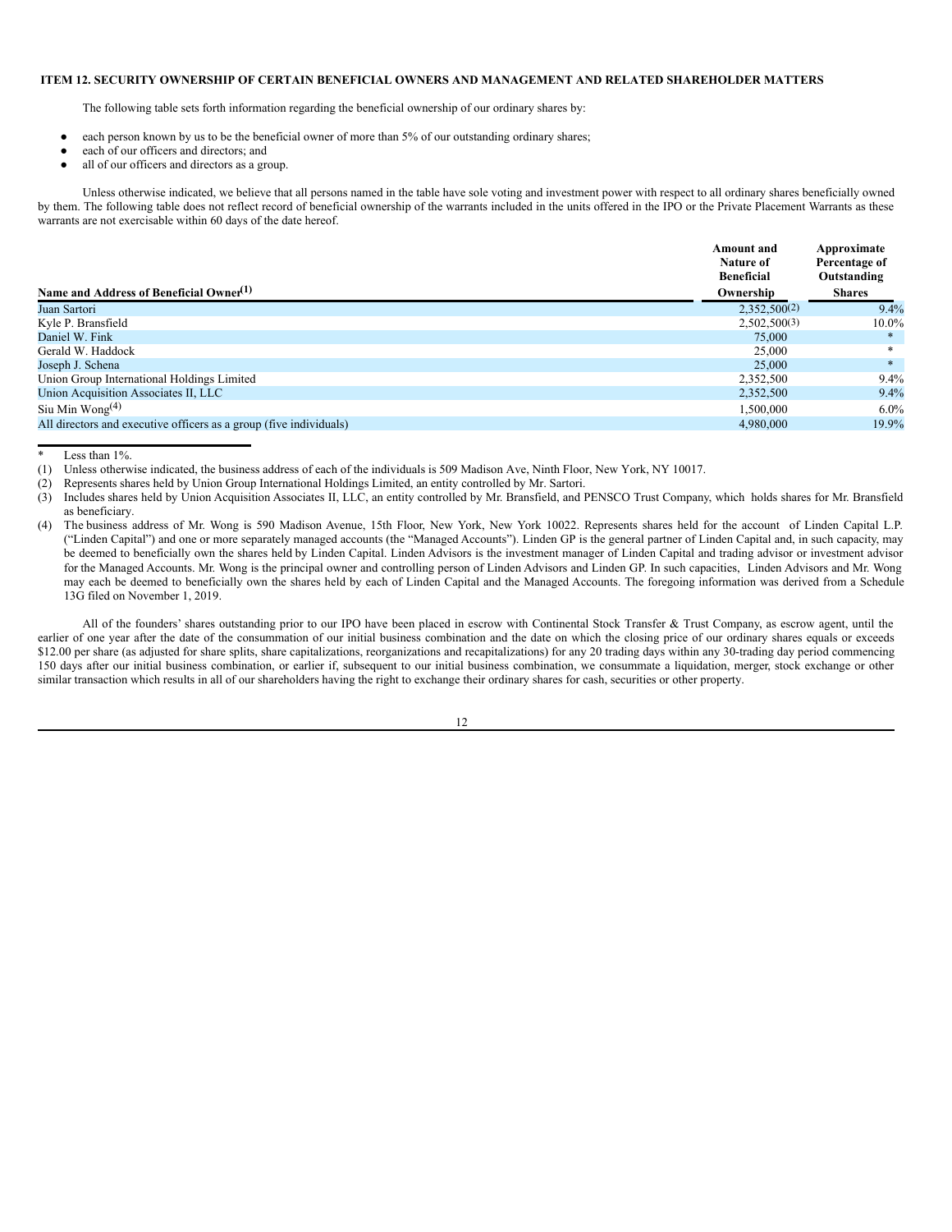## ITEM 12. SECURITY OWNERSHIP OF CERTAIN BENEFICIAL OWNERS AND MANAGEMENT AND RELATED SHAREHOLDER MATTERS

The following table sets forth information regarding the beneficial ownership of our ordinary shares by:

- each person known by us to be the beneficial owner of more than 5% of our outstanding ordinary shares;
- each of our officers and directors; and
- all of our officers and directors as a group.

Unless otherwise indicated, we believe that all persons named in the table have sole voting and investment power with respect to all ordinary shares beneficially owned by them. The following table does not reflect record of beneficial ownership of the warrants included in the units offered in the IPO or the Private Placement Warrants as these warrants are not exercisable within 60 days of the date hereof.

| Name and Address of Beneficial Owner[(1)] | Amount and Nature of Beneficial Ownership | Approximate Percentage of Outstanding Shares |
|---|---|---|
| Juan Sartori | 2,352,500[(2)] | 9.4% |
| Kyle P. Bransfield | 2,502,500[(3)] | 10.0% |
| Daniel W. Fink | 75,000 | * |
| Gerald W. Haddock | 25,000 | * |
| Joseph J. Schena | 25,000 | * |
| Union Group International Holdings Limited | 2,352,500 | 9.4% |
| Union Acquisition Associates II, LLC | 2,352,500 | 9.4% |
| Siu Min Wong[(4)] | 1,500,000 | 6.0% |
| All directors and executive officers as a group (five individuals) | 4,980,000 | 19.9% |

\* Less than 1%.

(1) Unless otherwise indicated, the business address of each of the individuals is 509 Madison Ave, Ninth Floor, New York, NY 10017.

(2) Represents shares held by Union Group International Holdings Limited, an entity controlled by Mr. Sartori.

(3) Includes shares held by Union Acquisition Associates II, LLC, an entity controlled by Mr. Bransfield, and PENSCO Trust Company, which holds shares for Mr. Bransfield as beneficiary.

(4) The business address of Mr. Wong is 590 Madison Avenue, 15th Floor, New York, New York 10022. Represents shares held for the account of Linden Capital L.P. ("Linden Capital") and one or more separately managed accounts (the "Managed Accounts"). Linden GP is the general partner of Linden Capital and, in such capacity, may be deemed to beneficially own the shares held by Linden Capital. Linden Advisors is the investment manager of Linden Capital and trading advisor or investment advisor for the Managed Accounts. Mr. Wong is the principal owner and controlling person of Linden Advisors and Linden GP. In such capacities, Linden Advisors and Mr. Wong may each be deemed to beneficially own the shares held by each of Linden Capital and the Managed Accounts. The foregoing information was derived from a Schedule 13G filed on November 1, 2019.

All of the founders' shares outstanding prior to our IPO have been placed in escrow with Continental Stock Transfer & Trust Company, as escrow agent, until the earlier of one year after the date of the consummation of our initial business combination and the date on which the closing price of our ordinary shares equals or exceeds $12.00 per share (as adjusted for share splits, share capitalizations, reorganizations and recapitalizations) for any 20 trading days within any 30-trading day period commencing 150 days after our initial business combination, or earlier if, subsequent to our initial business combination, we consummate a liquidation, merger, stock exchange or other similar transaction which results in all of our shareholders having the right to exchange their ordinary shares for cash, securities or other property.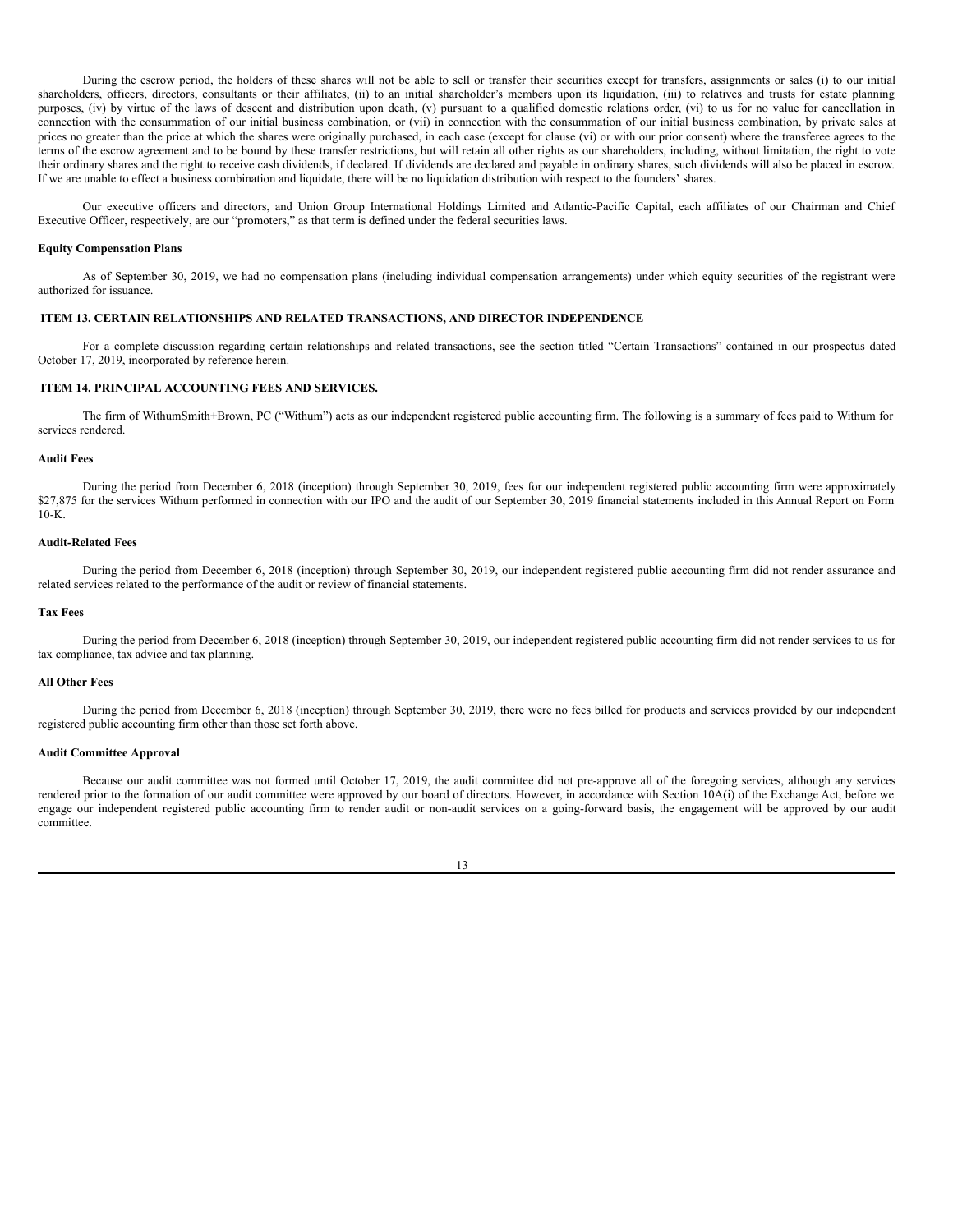During the escrow period, the holders of these shares will not be able to sell or transfer their securities except for transfers, assignments or sales (i) to our initial shareholders, officers, directors, consultants or their affiliates, (ii) to an initial shareholder's members upon its liquidation, (iii) to relatives and trusts for estate planning purposes, (iv) by virtue of the laws of descent and distribution upon death, (v) pursuant to a qualified domestic relations order, (vi) to us for no value for cancellation in connection with the consummation of our initial business combination, or (vii) in connection with the consummation of our initial business combination, by private sales at prices no greater than the price at which the shares were originally purchased, in each case (except for clause (vi) or with our prior consent) where the transferee agrees to the terms of the escrow agreement and to be bound by these transfer restrictions, but will retain all other rights as our shareholders, including, without limitation, the right to vote their ordinary shares and the right to receive cash dividends, if declared. If dividends are declared and payable in ordinary shares, such dividends will also be placed in escrow. If we are unable to effect a business combination and liquidate, there will be no liquidation distribution with respect to the founders' shares.

Our executive officers and directors, and Union Group International Holdings Limited and Atlantic-Pacific Capital, each affiliates of our Chairman and Chief Executive Officer, respectively, are our "promoters," as that term is defined under the federal securities laws.

**Equity Compensation Plans**

As of September 30, 2019, we had no compensation plans (including individual compensation arrangements) under which equity securities of the registrant were authorized for issuance.

## ITEM 13. CERTAIN RELATIONSHIPS AND RELATED TRANSACTIONS, AND DIRECTOR INDEPENDENCE

For a complete discussion regarding certain relationships and related transactions, see the section titled "Certain Transactions" contained in our prospectus dated October 17, 2019, incorporated by reference herein.

## ITEM 14. PRINCIPAL ACCOUNTING FEES AND SERVICES.

The firm of WithumSmith+Brown, PC ("Withum") acts as our independent registered public accounting firm. The following is a summary of fees paid to Withum for services rendered.

**Audit Fees**

During the period from December 6, 2018 (inception) through September 30, 2019, fees for our independent registered public accounting firm were approximately $27,875 for the services Withum performed in connection with our IPO and the audit of our September 30, 2019 financial statements included in this Annual Report on Form 10-K.

**Audit-Related Fees**

During the period from December 6, 2018 (inception) through September 30, 2019, our independent registered public accounting firm did not render assurance and related services related to the performance of the audit or review of financial statements.

**Tax Fees**

During the period from December 6, 2018 (inception) through September 30, 2019, our independent registered public accounting firm did not render services to us for tax compliance, tax advice and tax planning.

**All Other Fees**

During the period from December 6, 2018 (inception) through September 30, 2019, there were no fees billed for products and services provided by our independent registered public accounting firm other than those set forth above.

**Audit Committee Approval**

Because our audit committee was not formed until October 17, 2019, the audit committee did not pre-approve all of the foregoing services, although any services rendered prior to the formation of our audit committee were approved by our board of directors. However, in accordance with Section 10A(i) of the Exchange Act, before we engage our independent registered public accounting firm to render audit or non-audit services on a going-forward basis, the engagement will be approved by our audit committee.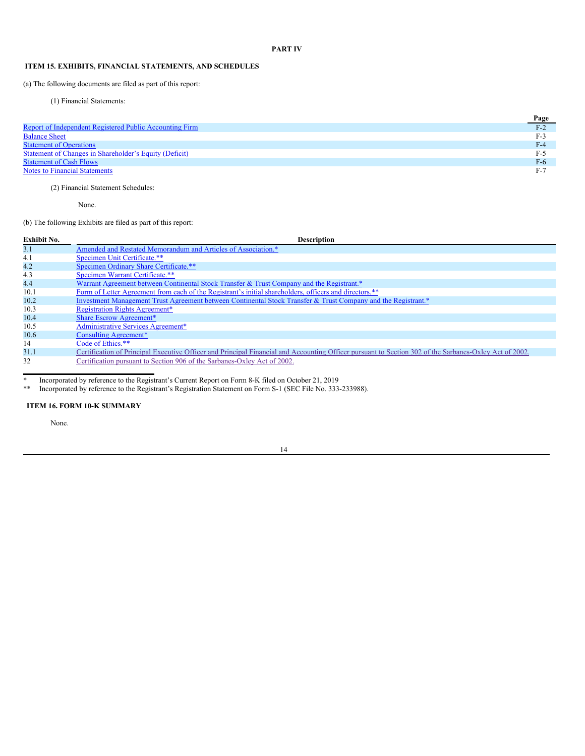# PART IV

## ITEM 15. EXHIBITS, FINANCIAL STATEMENTS, AND SCHEDULES

(a) The following documents are filed as part of this report:

(1) Financial Statements:

| | Page |
|---|---|
| Report of Independent Registered Public Accounting Firm | F-2 |
| Balance Sheet | F-3 |
| Statement of Operations | F-4 |
| Statement of Changes in Shareholder's Equity (Deficit) | F-5 |
| Statement of Cash Flows | F-6 |
| Notes to Financial Statements | F-7 |

(2) Financial Statement Schedules:

None.

(b) The following Exhibits are filed as part of this report:

| Exhibit No. | Description |
|---|---|
| 3.1 | Amended and Restated Memorandum and Articles of Association.* |
| 4.1 | Specimen Unit Certificate.** |
| 4.2 | Specimen Ordinary Share Certificate.** |
| 4.3 | Specimen Warrant Certificate.** |
| 4.4 | Warrant Agreement between Continental Stock Transfer & Trust Company and the Registrant.* |
| 10.1 | Form of Letter Agreement from each of the Registrant's initial shareholders, officers and directors.** |
| 10.2 | Investment Management Trust Agreement between Continental Stock Transfer & Trust Company and the Registrant.* |
| 10.3 | Registration Rights Agreement* |
| 10.4 | Share Escrow Agreement* |
| 10.5 | Administrative Services Agreement* |
| 10.6 | Consulting Agreement* |
| 14 | Code of Ethics.** |
| 31.1 | Certification of Principal Executive Officer and Principal Financial and Accounting Officer pursuant to Section 302 of the Sarbanes-Oxley Act of 2002. |
| 32 | Certification pursuant to Section 906 of the Sarbanes-Oxley Act of 2002. |

\* Incorporated by reference to the Registrant's Current Report on Form 8-K filed on October 21, 2019

** Incorporated by reference to the Registrant's Registration Statement on Form S-1 (SEC File No. 333-233988).

## ITEM 16. FORM 10-K SUMMARY

None.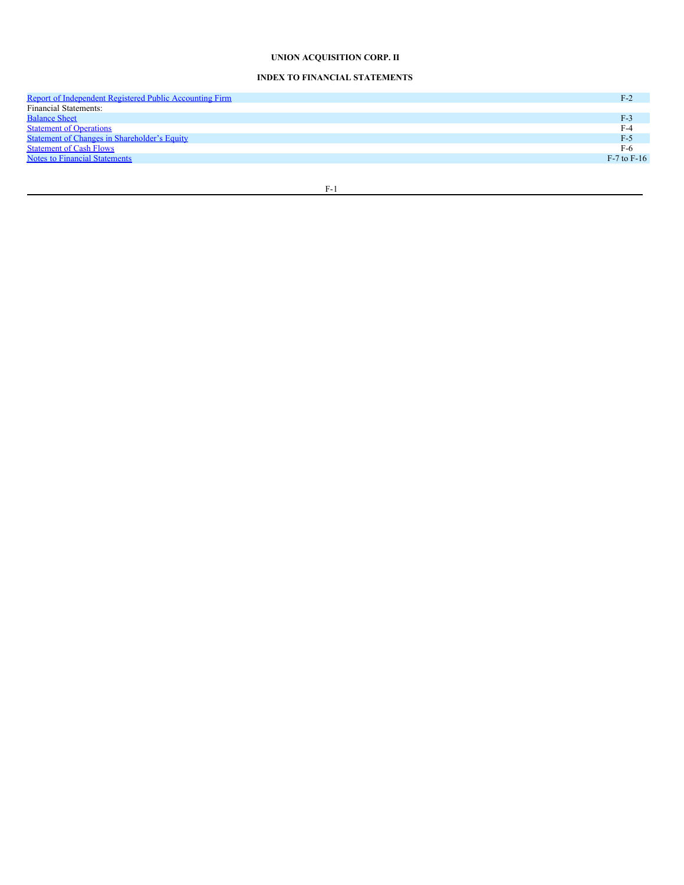**UNION ACQUISITION CORP. II**

**INDEX TO FINANCIAL STATEMENTS**

| | |
|---|---|
| Report of Independent Registered Public Accounting Firm | F-2 |
| Financial Statements: | |
| Balance Sheet | F-3 |
| Statement of Operations | F-4 |
| Statement of Changes in Shareholder's Equity | F-5 |
| Statement of Cash Flows | F-6 |
| Notes to Financial Statements | F-7 to F-16 |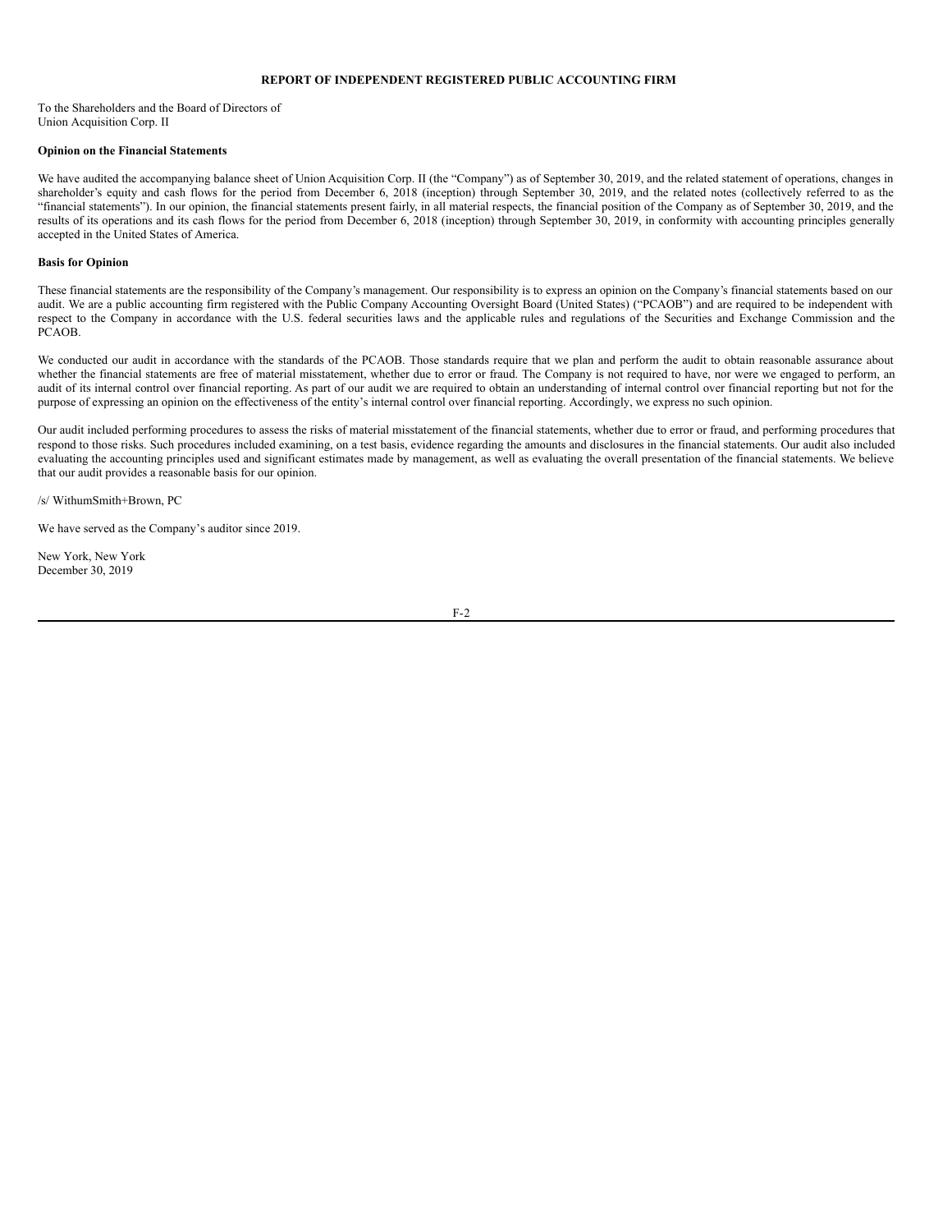# REPORT OF INDEPENDENT REGISTERED PUBLIC ACCOUNTING FIRM

To the Shareholders and the Board of Directors of
Union Acquisition Corp. II

**Opinion on the Financial Statements**

We have audited the accompanying balance sheet of Union Acquisition Corp. II (the "Company") as of September 30, 2019, and the related statement of operations, changes in shareholder's equity and cash flows for the period from December 6, 2018 (inception) through September 30, 2019, and the related notes (collectively referred to as the "financial statements"). In our opinion, the financial statements present fairly, in all material respects, the financial position of the Company as of September 30, 2019, and the results of its operations and its cash flows for the period from December 6, 2018 (inception) through September 30, 2019, in conformity with accounting principles generally accepted in the United States of America.

**Basis for Opinion**

These financial statements are the responsibility of the Company's management. Our responsibility is to express an opinion on the Company's financial statements based on our audit. We are a public accounting firm registered with the Public Company Accounting Oversight Board (United States) ("PCAOB") and are required to be independent with respect to the Company in accordance with the U.S. federal securities laws and the applicable rules and regulations of the Securities and Exchange Commission and the PCAOB.

We conducted our audit in accordance with the standards of the PCAOB. Those standards require that we plan and perform the audit to obtain reasonable assurance about whether the financial statements are free of material misstatement, whether due to error or fraud. The Company is not required to have, nor were we engaged to perform, an audit of its internal control over financial reporting. As part of our audit we are required to obtain an understanding of internal control over financial reporting but not for the purpose of expressing an opinion on the effectiveness of the entity's internal control over financial reporting. Accordingly, we express no such opinion.

Our audit included performing procedures to assess the risks of material misstatement of the financial statements, whether due to error or fraud, and performing procedures that respond to those risks. Such procedures included examining, on a test basis, evidence regarding the amounts and disclosures in the financial statements. Our audit also included evaluating the accounting principles used and significant estimates made by management, as well as evaluating the overall presentation of the financial statements. We believe that our audit provides a reasonable basis for our opinion.

/s/ WithumSmith+Brown, PC

We have served as the Company's auditor since 2019.

New York, New York
December 30, 2019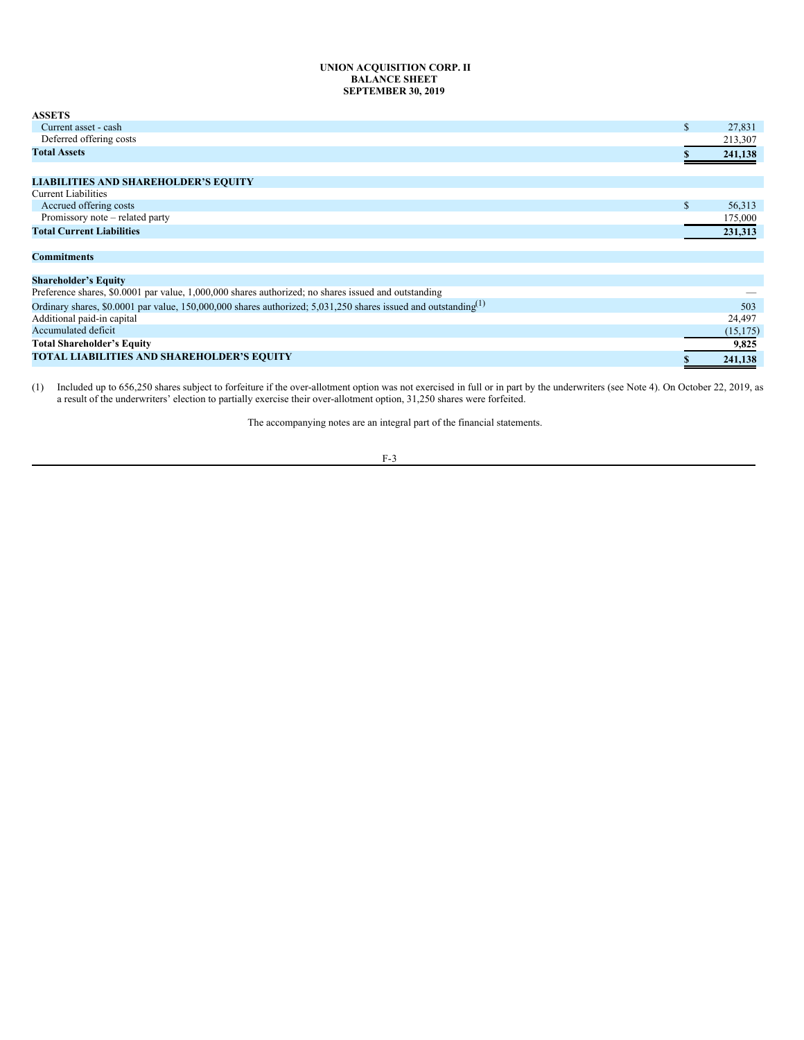**UNION ACQUISITION CORP. II**
**BALANCE SHEET**
**SEPTEMBER 30, 2019**

| | |
|---|---|
| **ASSETS** | |
| Current asset - cash | $ 27,831 |
| Deferred offering costs | 213,307 |
| **Total Assets** | **$ 241,138** |
| | |
| **LIABILITIES AND SHAREHOLDER'S EQUITY** | |
| Current Liabilities | |
| Accrued offering costs | $ 56,313 |
| Promissory note – related party | 175,000 |
| **Total Current Liabilities** | **231,313** |
| | |
| **Commitments** | |
| | |
| **Shareholder's Equity** | |
| Preference shares, $0.0001 par value, 1,000,000 shares authorized; no shares issued and outstanding | — |
| Ordinary shares, $0.0001 par value, 150,000,000 shares authorized; 5,031,250 shares issued and outstanding[(1)] | 503 |
| Additional paid-in capital | 24,497 |
| Accumulated deficit | (15,175) |
| **Total Shareholder's Equity** | **9,825** |
| **TOTAL LIABILITIES AND SHAREHOLDER'S EQUITY** | **$ 241,138** |

(1) Included up to 656,250 shares subject to forfeiture if the over-allotment option was not exercised in full or in part by the underwriters (see Note 4). On October 22, 2019, as a result of the underwriters' election to partially exercise their over-allotment option, 31,250 shares were forfeited.

The accompanying notes are an integral part of the financial statements.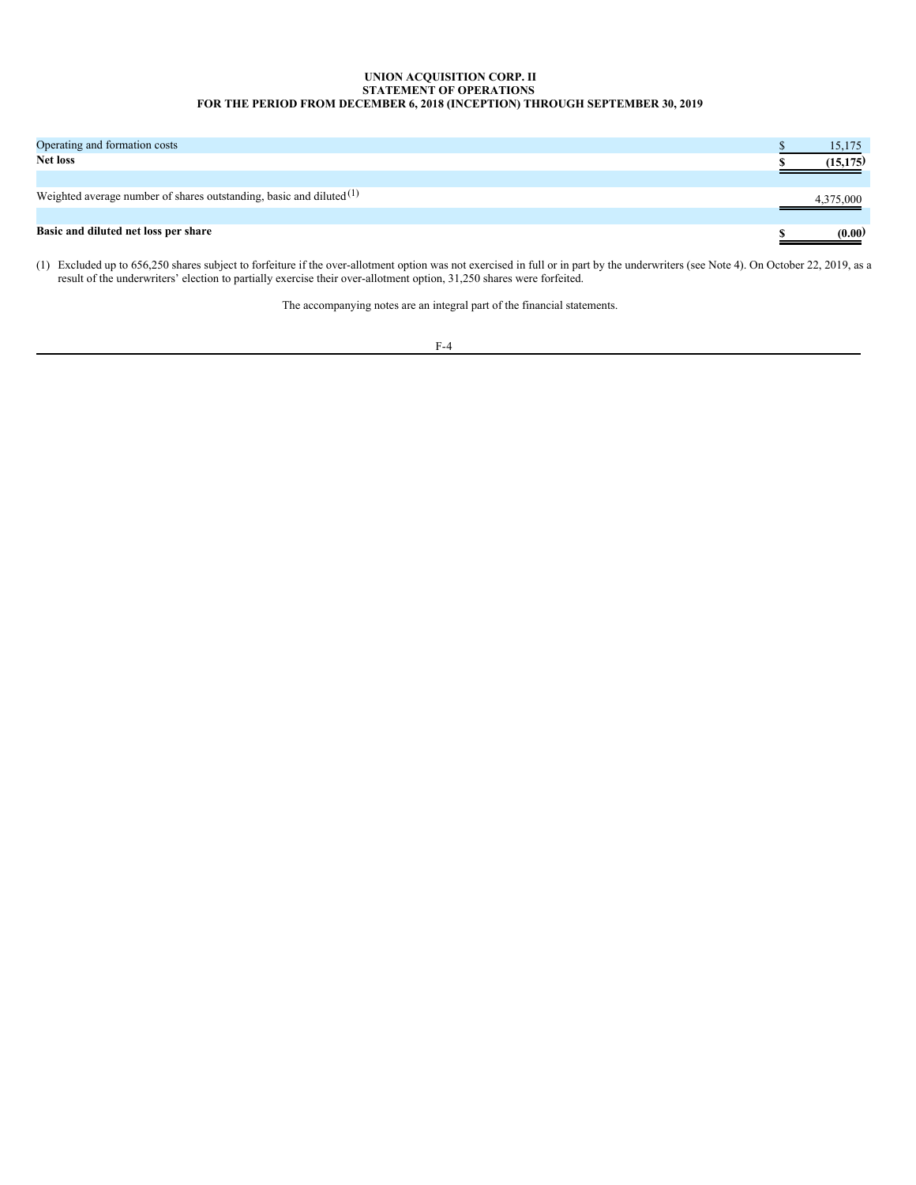**UNION ACQUISITION CORP. II**
**STATEMENT OF OPERATIONS**
**FOR THE PERIOD FROM DECEMBER 6, 2018 (INCEPTION) THROUGH SEPTEMBER 30, 2019**

| | |
|---|---|
| Operating and formation costs | $ 15,175 |
| **Net loss** | **$ (15,175)** |
| | |
| Weighted average number of shares outstanding, basic and diluted (1) | 4,375,000 |
| | |
| **Basic and diluted net loss per share** | **$ (0.00)** |

(1) Excluded up to 656,250 shares subject to forfeiture if the over-allotment option was not exercised in full or in part by the underwriters (see Note 4). On October 22, 2019, as a result of the underwriters' election to partially exercise their over-allotment option, 31,250 shares were forfeited.

The accompanying notes are an integral part of the financial statements.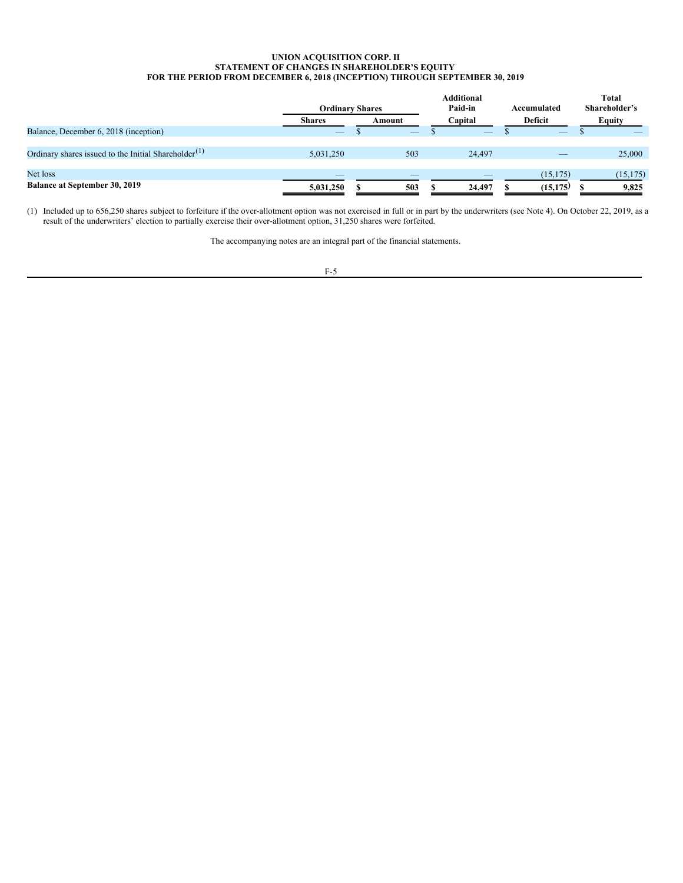**UNION ACQUISITION CORP. II**
**STATEMENT OF CHANGES IN SHAREHOLDER'S EQUITY**
**FOR THE PERIOD FROM DECEMBER 6, 2018 (INCEPTION) THROUGH SEPTEMBER 30, 2019**

| | Ordinary Shares | | Additional Paid-in | Accumulated | Total Shareholder's |
|---|---|---|---|---|---|
| | Shares | Amount | Capital | Deficit | Equity |
| Balance, December 6, 2018 (inception) | — | $ — | $ — | $ — | $ — |
| Ordinary shares issued to the Initial Shareholder[(1)] | 5,031,250 | 503 | 24,497 | — | 25,000 |
| Net loss | — | — | — | (15,175) | (15,175) |
| **Balance at September 30, 2019** | **5,031,250** | **$ 503** | **$ 24,497** | **$ (15,175)** | **$ 9,825** |

(1) Included up to 656,250 shares subject to forfeiture if the over-allotment option was not exercised in full or in part by the underwriters (see Note 4). On October 22, 2019, as a result of the underwriters' election to partially exercise their over-allotment option, 31,250 shares were forfeited.

The accompanying notes are an integral part of the financial statements.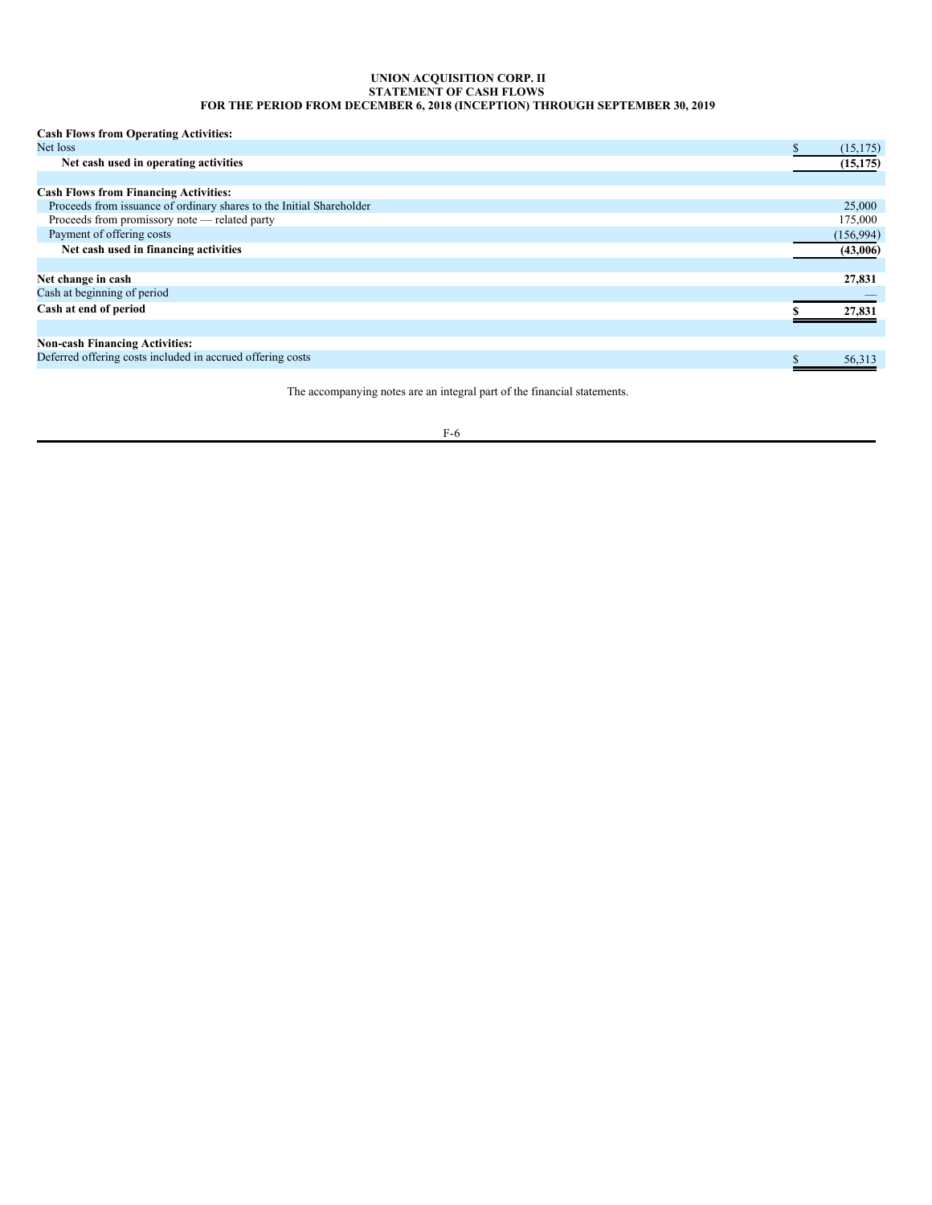**UNION ACQUISITION CORP. II**
**STATEMENT OF CASH FLOWS**
**FOR THE PERIOD FROM DECEMBER 6, 2018 (INCEPTION) THROUGH SEPTEMBER 30, 2019**

| | |
|---|---|
| **Cash Flows from Operating Activities:** | |
| Net loss | $ (15,175) |
| **Net cash used in operating activities** | **(15,175)** |
| | |
| **Cash Flows from Financing Activities:** | |
| Proceeds from issuance of ordinary shares to the Initial Shareholder | 25,000 |
| Proceeds from promissory note — related party | 175,000 |
| Payment of offering costs | (156,994) |
| **Net cash used in financing activities** | **(43,006)** |
| | |
| **Net change in cash** | **27,831** |
| Cash at beginning of period | — |
| **Cash at end of period** | **$ 27,831** |
| | |
| **Non-cash Financing Activities:** | |
| Deferred offering costs included in accrued offering costs | $ 56,313 |

The accompanying notes are an integral part of the financial statements.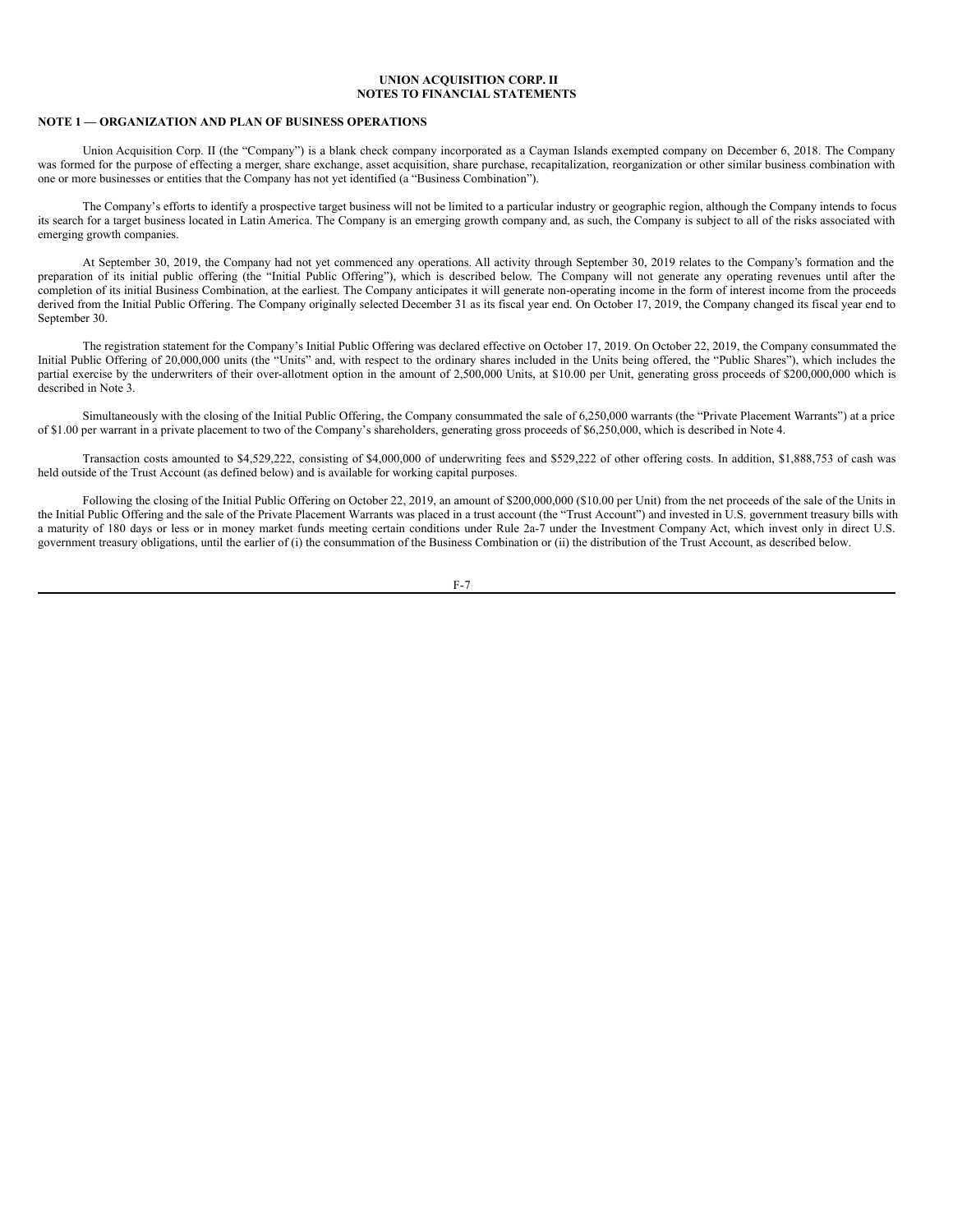**UNION ACQUISITION CORP. II**
**NOTES TO FINANCIAL STATEMENTS**

## NOTE 1 — ORGANIZATION AND PLAN OF BUSINESS OPERATIONS

Union Acquisition Corp. II (the "Company") is a blank check company incorporated as a Cayman Islands exempted company on December 6, 2018. The Company was formed for the purpose of effecting a merger, share exchange, asset acquisition, share purchase, recapitalization, reorganization or other similar business combination with one or more businesses or entities that the Company has not yet identified (a "Business Combination").

The Company's efforts to identify a prospective target business will not be limited to a particular industry or geographic region, although the Company intends to focus its search for a target business located in Latin America. The Company is an emerging growth company and, as such, the Company is subject to all of the risks associated with emerging growth companies.

At September 30, 2019, the Company had not yet commenced any operations. All activity through September 30, 2019 relates to the Company's formation and the preparation of its initial public offering (the "Initial Public Offering"), which is described below. The Company will not generate any operating revenues until after the completion of its initial Business Combination, at the earliest. The Company anticipates it will generate non-operating income in the form of interest income from the proceeds derived from the Initial Public Offering. The Company originally selected December 31 as its fiscal year end. On October 17, 2019, the Company changed its fiscal year end to September 30.

The registration statement for the Company's Initial Public Offering was declared effective on October 17, 2019. On October 22, 2019, the Company consummated the Initial Public Offering of 20,000,000 units (the "Units" and, with respect to the ordinary shares included in the Units being offered, the "Public Shares"), which includes the partial exercise by the underwriters of their over-allotment option in the amount of 2,500,000 Units, at $10.00 per Unit, generating gross proceeds of $200,000,000 which is described in Note 3.

Simultaneously with the closing of the Initial Public Offering, the Company consummated the sale of 6,250,000 warrants (the "Private Placement Warrants") at a price of $1.00 per warrant in a private placement to two of the Company's shareholders, generating gross proceeds of $6,250,000, which is described in Note 4.

Transaction costs amounted to $4,529,222, consisting of $4,000,000 of underwriting fees and $529,222 of other offering costs. In addition, $1,888,753 of cash was held outside of the Trust Account (as defined below) and is available for working capital purposes.

Following the closing of the Initial Public Offering on October 22, 2019, an amount of $200,000,000 ($10.00 per Unit) from the net proceeds of the sale of the Units in the Initial Public Offering and the sale of the Private Placement Warrants was placed in a trust account (the "Trust Account") and invested in U.S. government treasury bills with a maturity of 180 days or less or in money market funds meeting certain conditions under Rule 2a-7 under the Investment Company Act, which invest only in direct U.S. government treasury obligations, until the earlier of (i) the consummation of the Business Combination or (ii) the distribution of the Trust Account, as described below.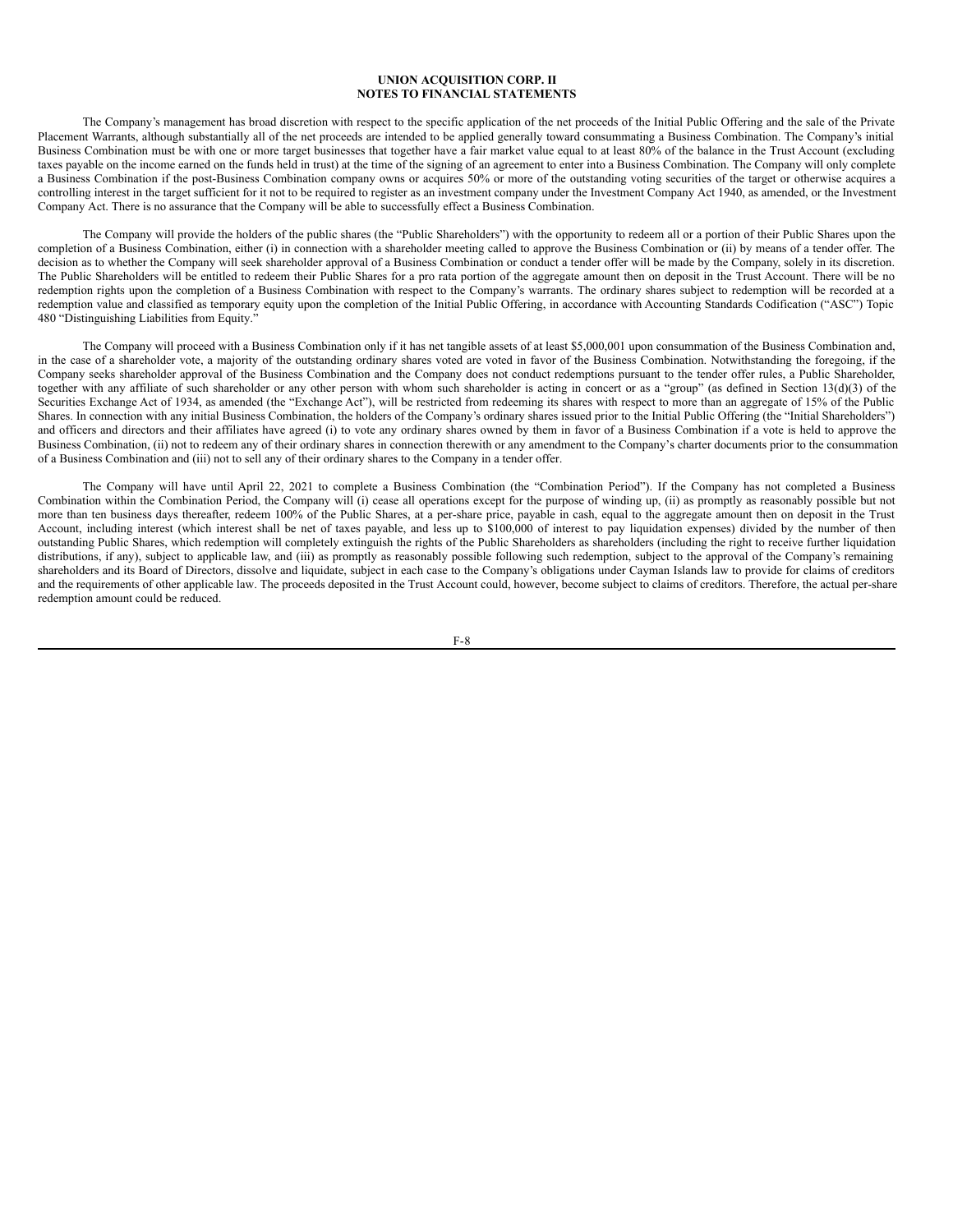**UNION ACQUISITION CORP. II**
**NOTES TO FINANCIAL STATEMENTS**

The Company's management has broad discretion with respect to the specific application of the net proceeds of the Initial Public Offering and the sale of the Private Placement Warrants, although substantially all of the net proceeds are intended to be applied generally toward consummating a Business Combination. The Company's initial Business Combination must be with one or more target businesses that together have a fair market value equal to at least 80% of the balance in the Trust Account (excluding taxes payable on the income earned on the funds held in trust) at the time of the signing of an agreement to enter into a Business Combination. The Company will only complete a Business Combination if the post-Business Combination company owns or acquires 50% or more of the outstanding voting securities of the target or otherwise acquires a controlling interest in the target sufficient for it not to be required to register as an investment company under the Investment Company Act 1940, as amended, or the Investment Company Act. There is no assurance that the Company will be able to successfully effect a Business Combination.

The Company will provide the holders of the public shares (the "Public Shareholders") with the opportunity to redeem all or a portion of their Public Shares upon the completion of a Business Combination, either (i) in connection with a shareholder meeting called to approve the Business Combination or (ii) by means of a tender offer. The decision as to whether the Company will seek shareholder approval of a Business Combination or conduct a tender offer will be made by the Company, solely in its discretion. The Public Shareholders will be entitled to redeem their Public Shares for a pro rata portion of the aggregate amount then on deposit in the Trust Account. There will be no redemption rights upon the completion of a Business Combination with respect to the Company's warrants. The ordinary shares subject to redemption will be recorded at a redemption value and classified as temporary equity upon the completion of the Initial Public Offering, in accordance with Accounting Standards Codification ("ASC") Topic 480 "Distinguishing Liabilities from Equity."

The Company will proceed with a Business Combination only if it has net tangible assets of at least $5,000,001 upon consummation of the Business Combination and, in the case of a shareholder vote, a majority of the outstanding ordinary shares voted are voted in favor of the Business Combination. Notwithstanding the foregoing, if the Company seeks shareholder approval of the Business Combination and the Company does not conduct redemptions pursuant to the tender offer rules, a Public Shareholder, together with any affiliate of such shareholder or any other person with whom such shareholder is acting in concert or as a "group" (as defined in Section 13(d)(3) of the Securities Exchange Act of 1934, as amended (the "Exchange Act"), will be restricted from redeeming its shares with respect to more than an aggregate of 15% of the Public Shares. In connection with any initial Business Combination, the holders of the Company's ordinary shares issued prior to the Initial Public Offering (the "Initial Shareholders") and officers and directors and their affiliates have agreed (i) to vote any ordinary shares owned by them in favor of a Business Combination if a vote is held to approve the Business Combination, (ii) not to redeem any of their ordinary shares in connection therewith or any amendment to the Company's charter documents prior to the consummation of a Business Combination and (iii) not to sell any of their ordinary shares to the Company in a tender offer.

The Company will have until April 22, 2021 to complete a Business Combination (the "Combination Period"). If the Company has not completed a Business Combination within the Combination Period, the Company will (i) cease all operations except for the purpose of winding up, (ii) as promptly as reasonably possible but not more than ten business days thereafter, redeem 100% of the Public Shares, at a per-share price, payable in cash, equal to the aggregate amount then on deposit in the Trust Account, including interest (which interest shall be net of taxes payable, and less up to $100,000 of interest to pay liquidation expenses) divided by the number of then outstanding Public Shares, which redemption will completely extinguish the rights of the Public Shareholders as shareholders (including the right to receive further liquidation distributions, if any), subject to applicable law, and (iii) as promptly as reasonably possible following such redemption, subject to the approval of the Company's remaining shareholders and its Board of Directors, dissolve and liquidate, subject in each case to the Company's obligations under Cayman Islands law to provide for claims of creditors and the requirements of other applicable law. The proceeds deposited in the Trust Account could, however, become subject to claims of creditors. Therefore, the actual per-share redemption amount could be reduced.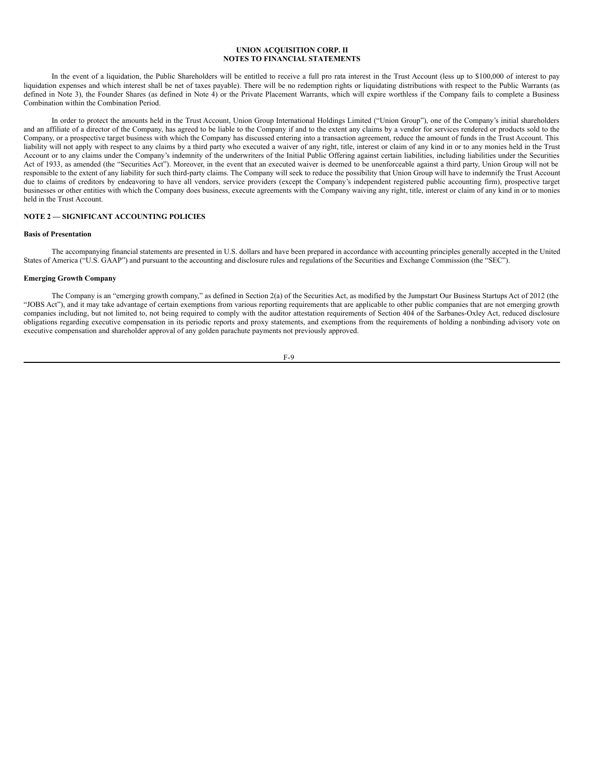# UNION ACQUISITION CORP. II
## NOTES TO FINANCIAL STATEMENTS

In the event of a liquidation, the Public Shareholders will be entitled to receive a full pro rata interest in the Trust Account (less up to $100,000 of interest to pay liquidation expenses and which interest shall be net of taxes payable). There will be no redemption rights or liquidating distributions with respect to the Public Warrants (as defined in Note 3), the Founder Shares (as defined in Note 4) or the Private Placement Warrants, which will expire worthless if the Company fails to complete a Business Combination within the Combination Period.

In order to protect the amounts held in the Trust Account, Union Group International Holdings Limited ("Union Group"), one of the Company's initial shareholders and an affiliate of a director of the Company, has agreed to be liable to the Company if and to the extent any claims by a vendor for services rendered or products sold to the Company, or a prospective target business with which the Company has discussed entering into a transaction agreement, reduce the amount of funds in the Trust Account. This liability will not apply with respect to any claims by a third party who executed a waiver of any right, title, interest or claim of any kind in or to any monies held in the Trust Account or to any claims under the Company's indemnity of the underwriters of the Initial Public Offering against certain liabilities, including liabilities under the Securities Act of 1933, as amended (the "Securities Act"). Moreover, in the event that an executed waiver is deemed to be unenforceable against a third party, Union Group will not be responsible to the extent of any liability for such third-party claims. The Company will seek to reduce the possibility that Union Group will have to indemnify the Trust Account due to claims of creditors by endeavoring to have all vendors, service providers (except the Company's independent registered public accounting firm), prospective target businesses or other entities with which the Company does business, execute agreements with the Company waiving any right, title, interest or claim of any kind in or to monies held in the Trust Account.

## NOTE 2 — SIGNIFICANT ACCOUNTING POLICIES

### Basis of Presentation

The accompanying financial statements are presented in U.S. dollars and have been prepared in accordance with accounting principles generally accepted in the United States of America ("U.S. GAAP") and pursuant to the accounting and disclosure rules and regulations of the Securities and Exchange Commission (the "SEC").

### Emerging Growth Company

The Company is an "emerging growth company," as defined in Section 2(a) of the Securities Act, as modified by the Jumpstart Our Business Startups Act of 2012 (the "JOBS Act"), and it may take advantage of certain exemptions from various reporting requirements that are applicable to other public companies that are not emerging growth companies including, but not limited to, not being required to comply with the auditor attestation requirements of Section 404 of the Sarbanes-Oxley Act, reduced disclosure obligations regarding executive compensation in its periodic reports and proxy statements, and exemptions from the requirements of holding a nonbinding advisory vote on executive compensation and shareholder approval of any golden parachute payments not previously approved.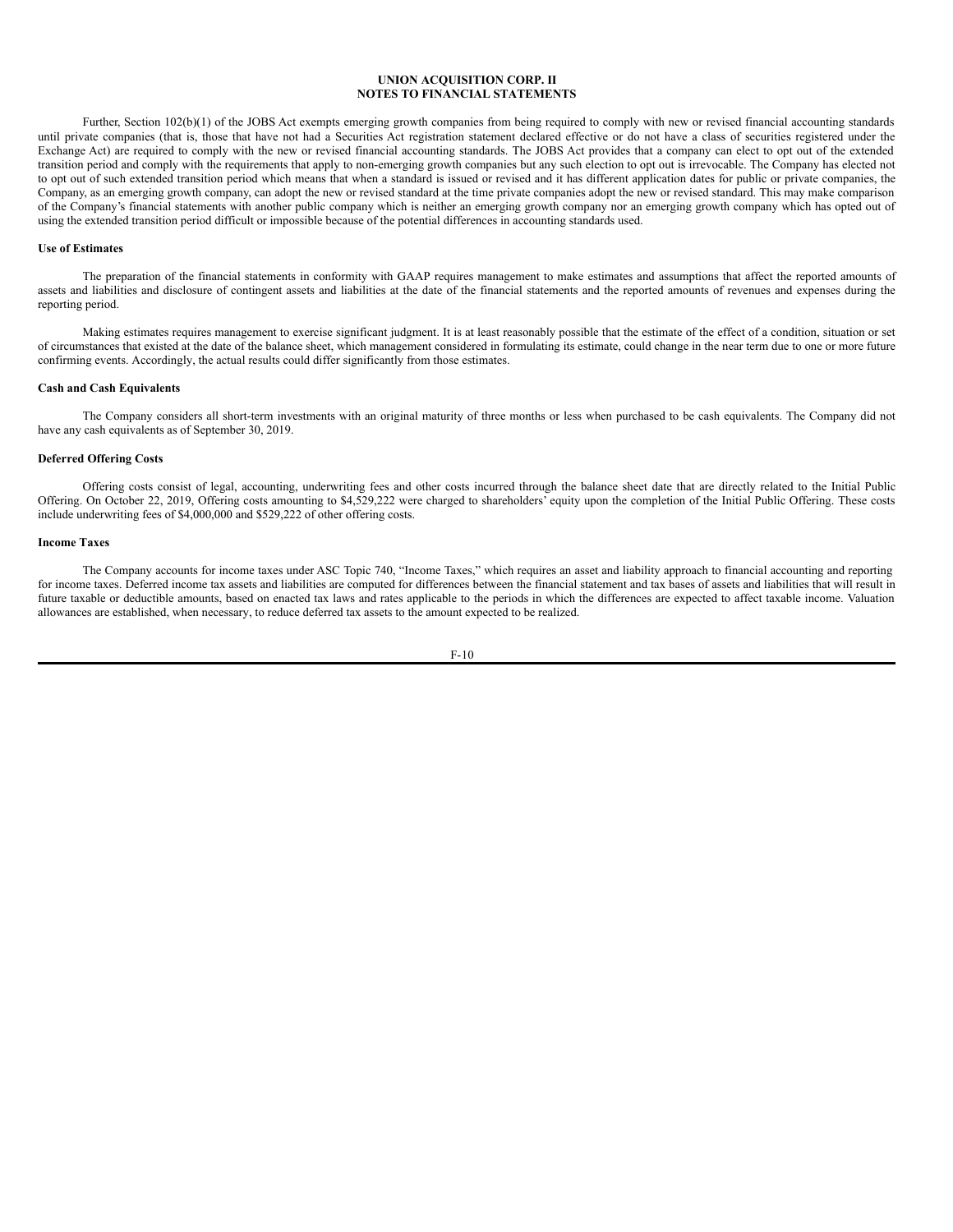Further, Section 102(b)(1) of the JOBS Act exempts emerging growth companies from being required to comply with new or revised financial accounting standards until private companies (that is, those that have not had a Securities Act registration statement declared effective or do not have a class of securities registered under the Exchange Act) are required to comply with the new or revised financial accounting standards. The JOBS Act provides that a company can elect to opt out of the extended transition period and comply with the requirements that apply to non-emerging growth companies but any such election to opt out is irrevocable. The Company has elected not to opt out of such extended transition period which means that when a standard is issued or revised and it has different application dates for public or private companies, the Company, as an emerging growth company, can adopt the new or revised standard at the time private companies adopt the new or revised standard. This may make comparison of the Company's financial statements with another public company which is neither an emerging growth company nor an emerging growth company which has opted out of using the extended transition period difficult or impossible because of the potential differences in accounting standards used.

**Use of Estimates**

The preparation of the financial statements in conformity with GAAP requires management to make estimates and assumptions that affect the reported amounts of assets and liabilities and disclosure of contingent assets and liabilities at the date of the financial statements and the reported amounts of revenues and expenses during the reporting period.

Making estimates requires management to exercise significant judgment. It is at least reasonably possible that the estimate of the effect of a condition, situation or set of circumstances that existed at the date of the balance sheet, which management considered in formulating its estimate, could change in the near term due to one or more future confirming events. Accordingly, the actual results could differ significantly from those estimates.

**Cash and Cash Equivalents**

The Company considers all short-term investments with an original maturity of three months or less when purchased to be cash equivalents. The Company did not have any cash equivalents as of September 30, 2019.

**Deferred Offering Costs**

Offering costs consist of legal, accounting, underwriting fees and other costs incurred through the balance sheet date that are directly related to the Initial Public Offering. On October 22, 2019, Offering costs amounting to $4,529,222 were charged to shareholders' equity upon the completion of the Initial Public Offering. These costs include underwriting fees of $4,000,000 and $529,222 of other offering costs.

**Income Taxes**

The Company accounts for income taxes under ASC Topic 740, "Income Taxes," which requires an asset and liability approach to financial accounting and reporting for income taxes. Deferred income tax assets and liabilities are computed for differences between the financial statement and tax bases of assets and liabilities that will result in future taxable or deductible amounts, based on enacted tax laws and rates applicable to the periods in which the differences are expected to affect taxable income. Valuation allowances are established, when necessary, to reduce deferred tax assets to the amount expected to be realized.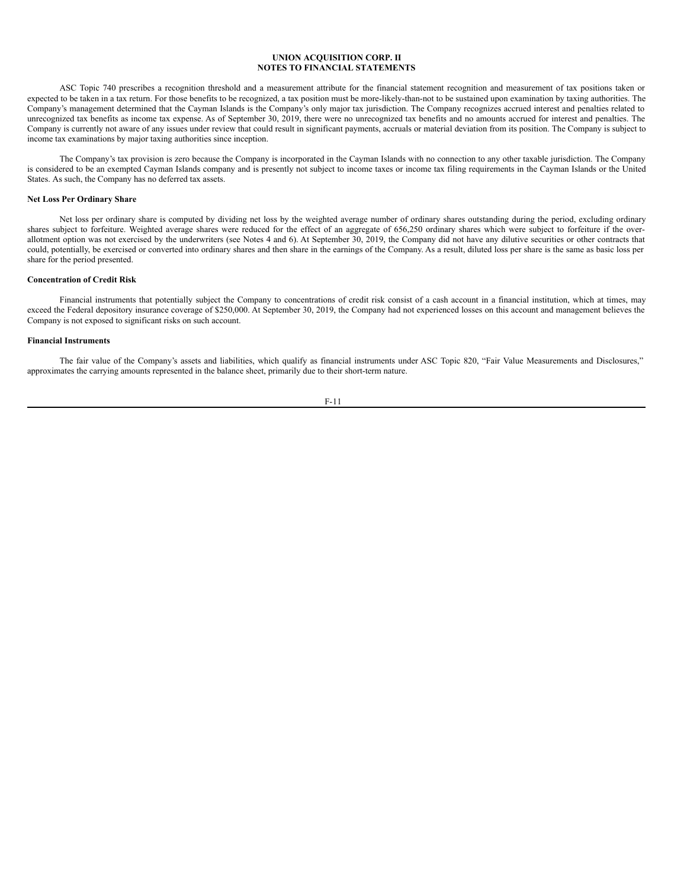ASC Topic 740 prescribes a recognition threshold and a measurement attribute for the financial statement recognition and measurement of tax positions taken or expected to be taken in a tax return. For those benefits to be recognized, a tax position must be more-likely-than-not to be sustained upon examination by taxing authorities. The Company's management determined that the Cayman Islands is the Company's only major tax jurisdiction. The Company recognizes accrued interest and penalties related to unrecognized tax benefits as income tax expense. As of September 30, 2019, there were no unrecognized tax benefits and no amounts accrued for interest and penalties. The Company is currently not aware of any issues under review that could result in significant payments, accruals or material deviation from its position. The Company is subject to income tax examinations by major taxing authorities since inception.

The Company's tax provision is zero because the Company is incorporated in the Cayman Islands with no connection to any other taxable jurisdiction. The Company is considered to be an exempted Cayman Islands company and is presently not subject to income taxes or income tax filing requirements in the Cayman Islands or the United States. As such, the Company has no deferred tax assets.

**Net Loss Per Ordinary Share**

Net loss per ordinary share is computed by dividing net loss by the weighted average number of ordinary shares outstanding during the period, excluding ordinary shares subject to forfeiture. Weighted average shares were reduced for the effect of an aggregate of 656,250 ordinary shares which were subject to forfeiture if the over-allotment option was not exercised by the underwriters (see Notes 4 and 6). At September 30, 2019, the Company did not have any dilutive securities or other contracts that could, potentially, be exercised or converted into ordinary shares and then share in the earnings of the Company. As a result, diluted loss per share is the same as basic loss per share for the period presented.

**Concentration of Credit Risk**

Financial instruments that potentially subject the Company to concentrations of credit risk consist of a cash account in a financial institution, which at times, may exceed the Federal depository insurance coverage of $250,000. At September 30, 2019, the Company had not experienced losses on this account and management believes the Company is not exposed to significant risks on such account.

**Financial Instruments**

The fair value of the Company's assets and liabilities, which qualify as financial instruments under ASC Topic 820, "Fair Value Measurements and Disclosures," approximates the carrying amounts represented in the balance sheet, primarily due to their short-term nature.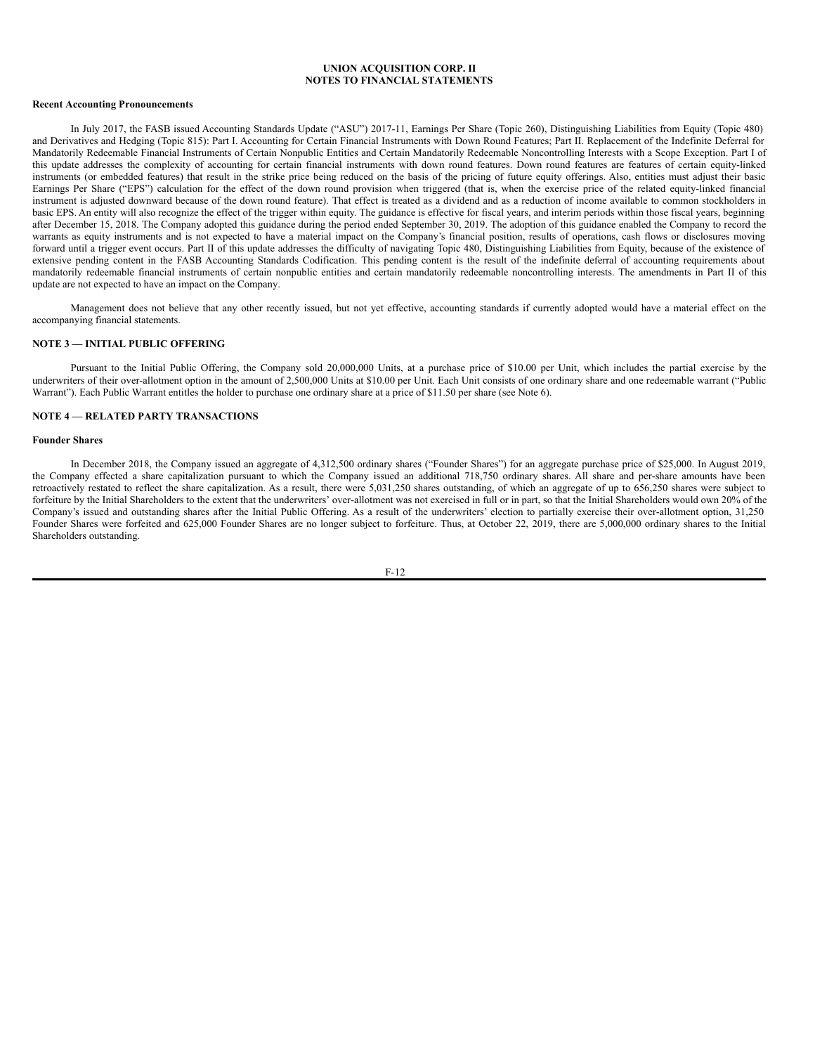**Recent Accounting Pronouncements**

In July 2017, the FASB issued Accounting Standards Update ("ASU") 2017-11, Earnings Per Share (Topic 260), Distinguishing Liabilities from Equity (Topic 480) and Derivatives and Hedging (Topic 815): Part I. Accounting for Certain Financial Instruments with Down Round Features; Part II. Replacement of the Indefinite Deferral for Mandatorily Redeemable Financial Instruments of Certain Nonpublic Entities and Certain Mandatorily Redeemable Noncontrolling Interests with a Scope Exception. Part I of this update addresses the complexity of accounting for certain financial instruments with down round features. Down round features are features of certain equity-linked instruments (or embedded features) that result in the strike price being reduced on the basis of the pricing of future equity offerings. Also, entities must adjust their basic Earnings Per Share ("EPS") calculation for the effect of the down round provision when triggered (that is, when the exercise price of the related equity-linked financial instrument is adjusted downward because of the down round feature). That effect is treated as a dividend and as a reduction of income available to common stockholders in basic EPS. An entity will also recognize the effect of the trigger within equity. The guidance is effective for fiscal years, and interim periods within those fiscal years, beginning after December 15, 2018. The Company adopted this guidance during the period ended September 30, 2019. The adoption of this guidance enabled the Company to record the warrants as equity instruments and is not expected to have a material impact on the Company's financial position, results of operations, cash flows or disclosures moving forward until a trigger event occurs. Part II of this update addresses the difficulty of navigating Topic 480, Distinguishing Liabilities from Equity, because of the existence of extensive pending content in the FASB Accounting Standards Codification. This pending content is the result of the indefinite deferral of accounting requirements about mandatorily redeemable financial instruments of certain nonpublic entities and certain mandatorily redeemable noncontrolling interests. The amendments in Part II of this update are not expected to have an impact on the Company.

Management does not believe that any other recently issued, but not yet effective, accounting standards if currently adopted would have a material effect on the accompanying financial statements.

## NOTE 3 — INITIAL PUBLIC OFFERING

Pursuant to the Initial Public Offering, the Company sold 20,000,000 Units, at a purchase price of $10.00 per Unit, which includes the partial exercise by the underwriters of their over-allotment option in the amount of 2,500,000 Units at $10.00 per Unit. Each Unit consists of one ordinary share and one redeemable warrant ("Public Warrant"). Each Public Warrant entitles the holder to purchase one ordinary share at a price of $11.50 per share (see Note 6).

## NOTE 4 — RELATED PARTY TRANSACTIONS

**Founder Shares**

In December 2018, the Company issued an aggregate of 4,312,500 ordinary shares ("Founder Shares") for an aggregate purchase price of $25,000. In August 2019, the Company effected a share capitalization pursuant to which the Company issued an additional 718,750 ordinary shares. All share and per-share amounts have been retroactively restated to reflect the share capitalization. As a result, there were 5,031,250 shares outstanding, of which an aggregate of up to 656,250 shares were subject to forfeiture by the Initial Shareholders to the extent that the underwriters' over-allotment was not exercised in full or in part, so that the Initial Shareholders would own 20% of the Company's issued and outstanding shares after the Initial Public Offering. As a result of the underwriters' election to partially exercise their over-allotment option, 31,250 Founder Shares were forfeited and 625,000 Founder Shares are no longer subject to forfeiture. Thus, at October 22, 2019, there are 5,000,000 ordinary shares to the Initial Shareholders outstanding.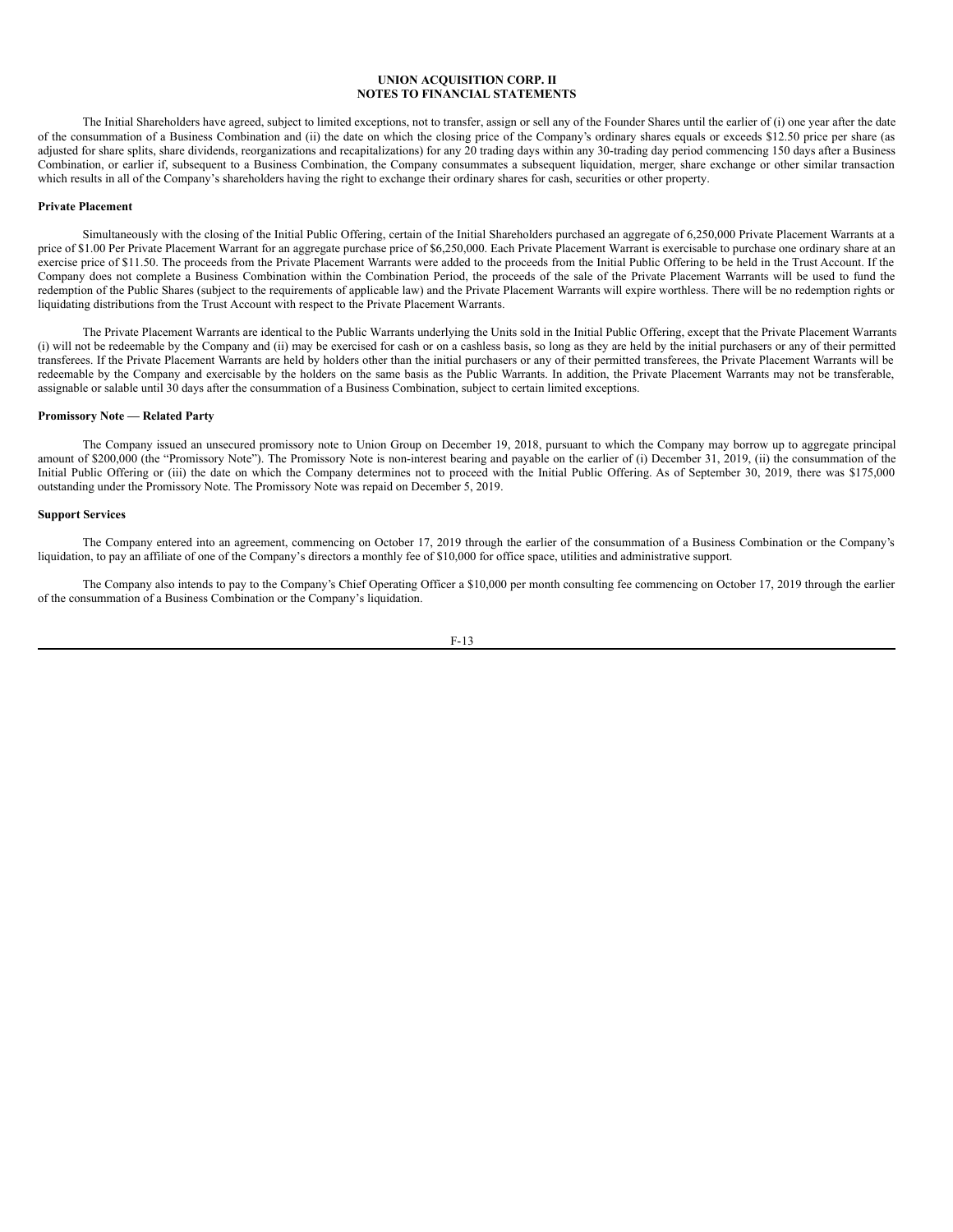The Initial Shareholders have agreed, subject to limited exceptions, not to transfer, assign or sell any of the Founder Shares until the earlier of (i) one year after the date of the consummation of a Business Combination and (ii) the date on which the closing price of the Company's ordinary shares equals or exceeds $12.50 price per share (as adjusted for share splits, share dividends, reorganizations and recapitalizations) for any 20 trading days within any 30-trading day period commencing 150 days after a Business Combination, or earlier if, subsequent to a Business Combination, the Company consummates a subsequent liquidation, merger, share exchange or other similar transaction which results in all of the Company's shareholders having the right to exchange their ordinary shares for cash, securities or other property.

**Private Placement**

Simultaneously with the closing of the Initial Public Offering, certain of the Initial Shareholders purchased an aggregate of 6,250,000 Private Placement Warrants at a price of $1.00 Per Private Placement Warrant for an aggregate purchase price of $6,250,000. Each Private Placement Warrant is exercisable to purchase one ordinary share at an exercise price of $11.50. The proceeds from the Private Placement Warrants were added to the proceeds from the Initial Public Offering to be held in the Trust Account. If the Company does not complete a Business Combination within the Combination Period, the proceeds of the sale of the Private Placement Warrants will be used to fund the redemption of the Public Shares (subject to the requirements of applicable law) and the Private Placement Warrants will expire worthless. There will be no redemption rights or liquidating distributions from the Trust Account with respect to the Private Placement Warrants.

The Private Placement Warrants are identical to the Public Warrants underlying the Units sold in the Initial Public Offering, except that the Private Placement Warrants (i) will not be redeemable by the Company and (ii) may be exercised for cash or on a cashless basis, so long as they are held by the initial purchasers or any of their permitted transferees. If the Private Placement Warrants are held by holders other than the initial purchasers or any of their permitted transferees, the Private Placement Warrants will be redeemable by the Company and exercisable by the holders on the same basis as the Public Warrants. In addition, the Private Placement Warrants may not be transferable, assignable or salable until 30 days after the consummation of a Business Combination, subject to certain limited exceptions.

**Promissory Note — Related Party**

The Company issued an unsecured promissory note to Union Group on December 19, 2018, pursuant to which the Company may borrow up to aggregate principal amount of $200,000 (the "Promissory Note"). The Promissory Note is non-interest bearing and payable on the earlier of (i) December 31, 2019, (ii) the consummation of the Initial Public Offering or (iii) the date on which the Company determines not to proceed with the Initial Public Offering. As of September 30, 2019, there was $175,000 outstanding under the Promissory Note. The Promissory Note was repaid on December 5, 2019.

**Support Services**

The Company entered into an agreement, commencing on October 17, 2019 through the earlier of the consummation of a Business Combination or the Company's liquidation, to pay an affiliate of one of the Company's directors a monthly fee of $10,000 for office space, utilities and administrative support.

The Company also intends to pay to the Company's Chief Operating Officer a $10,000 per month consulting fee commencing on October 17, 2019 through the earlier of the consummation of a Business Combination or the Company's liquidation.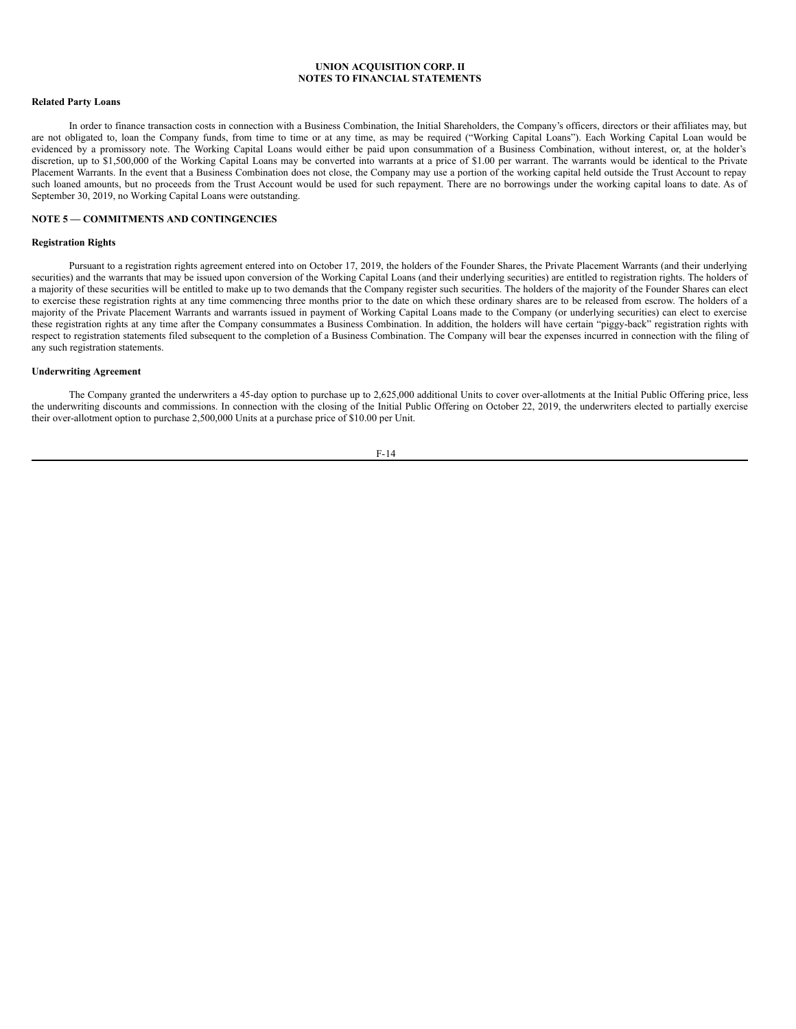**Related Party Loans**

In order to finance transaction costs in connection with a Business Combination, the Initial Shareholders, the Company's officers, directors or their affiliates may, but are not obligated to, loan the Company funds, from time to time or at any time, as may be required ("Working Capital Loans"). Each Working Capital Loan would be evidenced by a promissory note. The Working Capital Loans would either be paid upon consummation of a Business Combination, without interest, or, at the holder's discretion, up to $1,500,000 of the Working Capital Loans may be converted into warrants at a price of $1.00 per warrant. The warrants would be identical to the Private Placement Warrants. In the event that a Business Combination does not close, the Company may use a portion of the working capital held outside the Trust Account to repay such loaned amounts, but no proceeds from the Trust Account would be used for such repayment. There are no borrowings under the working capital loans to date. As of September 30, 2019, no Working Capital Loans were outstanding.

## NOTE 5 — COMMITMENTS AND CONTINGENCIES

**Registration Rights**

Pursuant to a registration rights agreement entered into on October 17, 2019, the holders of the Founder Shares, the Private Placement Warrants (and their underlying securities) and the warrants that may be issued upon conversion of the Working Capital Loans (and their underlying securities) are entitled to registration rights. The holders of a majority of these securities will be entitled to make up to two demands that the Company register such securities. The holders of the majority of the Founder Shares can elect to exercise these registration rights at any time commencing three months prior to the date on which these ordinary shares are to be released from escrow. The holders of a majority of the Private Placement Warrants and warrants issued in payment of Working Capital Loans made to the Company (or underlying securities) can elect to exercise these registration rights at any time after the Company consummates a Business Combination. In addition, the holders will have certain "piggy-back" registration rights with respect to registration statements filed subsequent to the completion of a Business Combination. The Company will bear the expenses incurred in connection with the filing of any such registration statements.

**Underwriting Agreement**

The Company granted the underwriters a 45-day option to purchase up to 2,625,000 additional Units to cover over-allotments at the Initial Public Offering price, less the underwriting discounts and commissions. In connection with the closing of the Initial Public Offering on October 22, 2019, the underwriters elected to partially exercise their over-allotment option to purchase 2,500,000 Units at a purchase price of $10.00 per Unit.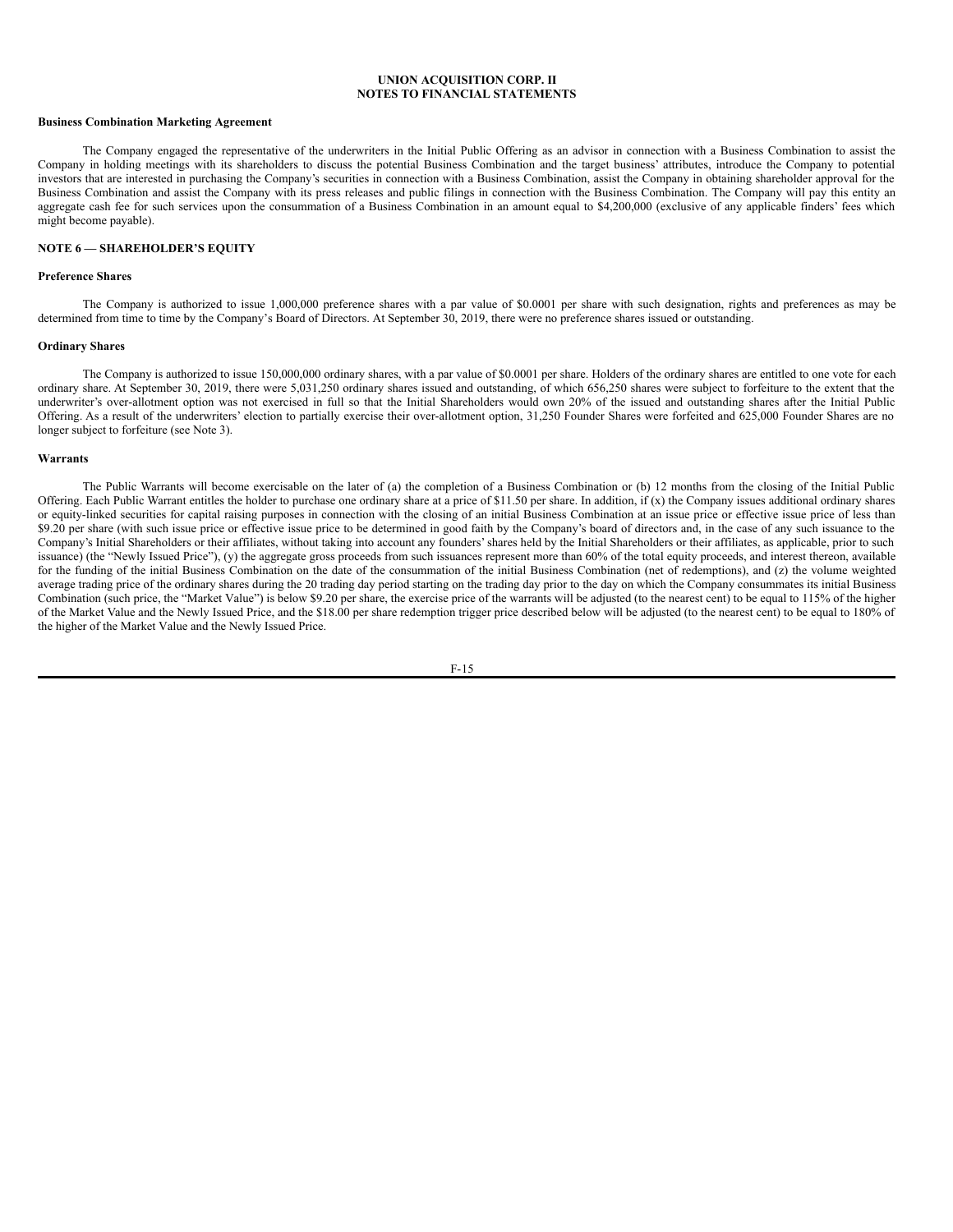**Business Combination Marketing Agreement**

The Company engaged the representative of the underwriters in the Initial Public Offering as an advisor in connection with a Business Combination to assist the Company in holding meetings with its shareholders to discuss the potential Business Combination and the target business' attributes, introduce the Company to potential investors that are interested in purchasing the Company's securities in connection with a Business Combination, assist the Company in obtaining shareholder approval for the Business Combination and assist the Company with its press releases and public filings in connection with the Business Combination. The Company will pay this entity an aggregate cash fee for such services upon the consummation of a Business Combination in an amount equal to $4,200,000 (exclusive of any applicable finders' fees which might become payable).

## NOTE 6 — SHAREHOLDER'S EQUITY

**Preference Shares**

The Company is authorized to issue 1,000,000 preference shares with a par value of $0.0001 per share with such designation, rights and preferences as may be determined from time to time by the Company's Board of Directors. At September 30, 2019, there were no preference shares issued or outstanding.

**Ordinary Shares**

The Company is authorized to issue 150,000,000 ordinary shares, with a par value of $0.0001 per share. Holders of the ordinary shares are entitled to one vote for each ordinary share. At September 30, 2019, there were 5,031,250 ordinary shares issued and outstanding, of which 656,250 shares were subject to forfeiture to the extent that the underwriter's over-allotment option was not exercised in full so that the Initial Shareholders would own 20% of the issued and outstanding shares after the Initial Public Offering. As a result of the underwriters' election to partially exercise their over-allotment option, 31,250 Founder Shares were forfeited and 625,000 Founder Shares are no longer subject to forfeiture (see Note 3).

**Warrants**

The Public Warrants will become exercisable on the later of (a) the completion of a Business Combination or (b) 12 months from the closing of the Initial Public Offering. Each Public Warrant entitles the holder to purchase one ordinary share at a price of $11.50 per share. In addition, if (x) the Company issues additional ordinary shares or equity-linked securities for capital raising purposes in connection with the closing of an initial Business Combination at an issue price or effective issue price of less than $9.20 per share (with such issue price or effective issue price to be determined in good faith by the Company's board of directors and, in the case of any such issuance to the Company's Initial Shareholders or their affiliates, without taking into account any founders' shares held by the Initial Shareholders or their affiliates, as applicable, prior to such issuance) (the "Newly Issued Price"), (y) the aggregate gross proceeds from such issuances represent more than 60% of the total equity proceeds, and interest thereon, available for the funding of the initial Business Combination on the date of the consummation of the initial Business Combination (net of redemptions), and (z) the volume weighted average trading price of the ordinary shares during the 20 trading day period starting on the trading day prior to the day on which the Company consummates its initial Business Combination (such price, the "Market Value") is below $9.20 per share, the exercise price of the warrants will be adjusted (to the nearest cent) to be equal to 115% of the higher of the Market Value and the Newly Issued Price, and the $18.00 per share redemption trigger price described below will be adjusted (to the nearest cent) to be equal to 180% of the higher of the Market Value and the Newly Issued Price.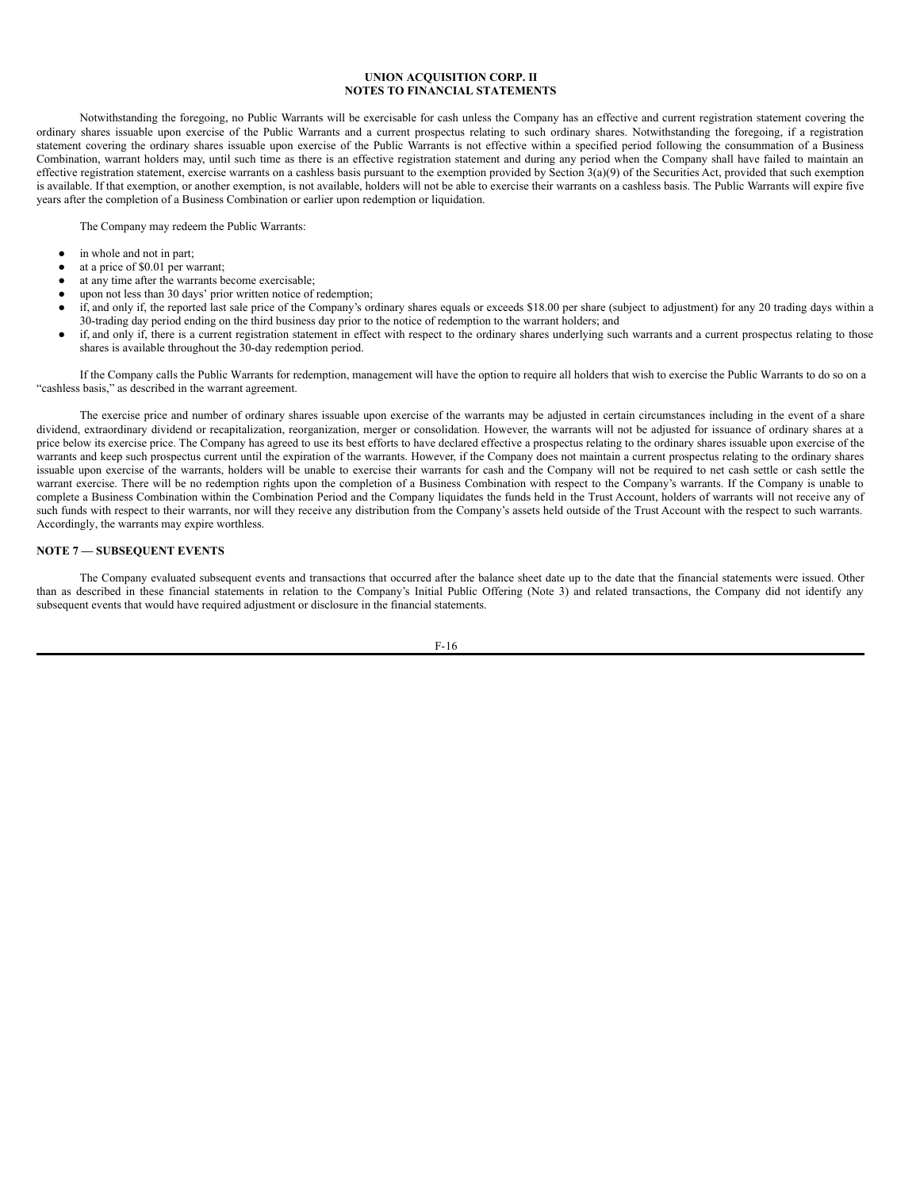Notwithstanding the foregoing, no Public Warrants will be exercisable for cash unless the Company has an effective and current registration statement covering the ordinary shares issuable upon exercise of the Public Warrants and a current prospectus relating to such ordinary shares. Notwithstanding the foregoing, if a registration statement covering the ordinary shares issuable upon exercise of the Public Warrants is not effective within a specified period following the consummation of a Business Combination, warrant holders may, until such time as there is an effective registration statement and during any period when the Company shall have failed to maintain an effective registration statement, exercise warrants on a cashless basis pursuant to the exemption provided by Section 3(a)(9) of the Securities Act, provided that such exemption is available. If that exemption, or another exemption, is not available, holders will not be able to exercise their warrants on a cashless basis. The Public Warrants will expire five years after the completion of a Business Combination or earlier upon redemption or liquidation.

The Company may redeem the Public Warrants:

- in whole and not in part;
- at a price of $0.01 per warrant;
- at any time after the warrants become exercisable;
- upon not less than 30 days' prior written notice of redemption;
- if, and only if, the reported last sale price of the Company's ordinary shares equals or exceeds $18.00 per share (subject to adjustment) for any 20 trading days within a 30-trading day period ending on the third business day prior to the notice of redemption to the warrant holders; and
- if, and only if, there is a current registration statement in effect with respect to the ordinary shares underlying such warrants and a current prospectus relating to those shares is available throughout the 30-day redemption period.

If the Company calls the Public Warrants for redemption, management will have the option to require all holders that wish to exercise the Public Warrants to do so on a "cashless basis," as described in the warrant agreement.

The exercise price and number of ordinary shares issuable upon exercise of the warrants may be adjusted in certain circumstances including in the event of a share dividend, extraordinary dividend or recapitalization, reorganization, merger or consolidation. However, the warrants will not be adjusted for issuance of ordinary shares at a price below its exercise price. The Company has agreed to use its best efforts to have declared effective a prospectus relating to the ordinary shares issuable upon exercise of the warrants and keep such prospectus current until the expiration of the warrants. However, if the Company does not maintain a current prospectus relating to the ordinary shares issuable upon exercise of the warrants, holders will be unable to exercise their warrants for cash and the Company will not be required to net cash settle or cash settle the warrant exercise. There will be no redemption rights upon the completion of a Business Combination with respect to the Company's warrants. If the Company is unable to complete a Business Combination within the Combination Period and the Company liquidates the funds held in the Trust Account, holders of warrants will not receive any of such funds with respect to their warrants, nor will they receive any distribution from the Company's assets held outside of the Trust Account with the respect to such warrants. Accordingly, the warrants may expire worthless.

## NOTE 7 — SUBSEQUENT EVENTS

The Company evaluated subsequent events and transactions that occurred after the balance sheet date up to the date that the financial statements were issued. Other than as described in these financial statements in relation to the Company's Initial Public Offering (Note 3) and related transactions, the Company did not identify any subsequent events that would have required adjustment or disclosure in the financial statements.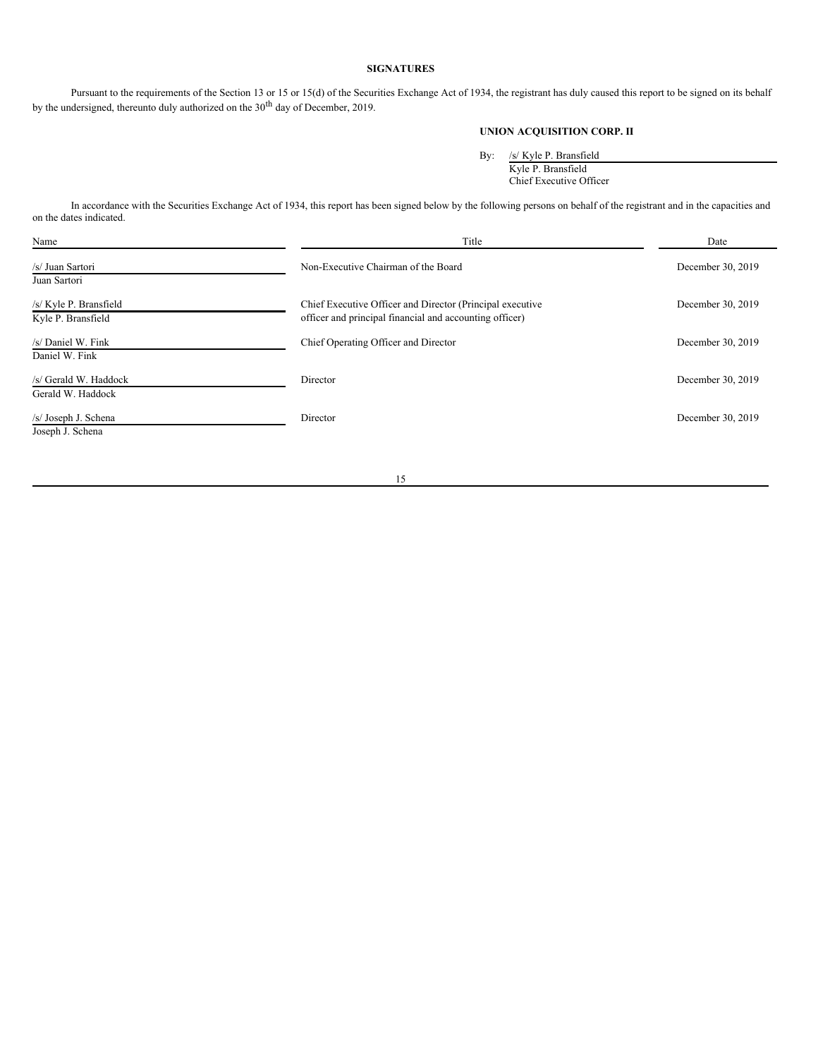**SIGNATURES**

Pursuant to the requirements of the Section 13 or 15 or 15(d) of the Securities Exchange Act of 1934, the registrant has duly caused this report to be signed on its behalf by the undersigned, thereunto duly authorized on the 30th day of December, 2019.

**UNION ACQUISITION CORP. II**

By: /s/ Kyle P. Bransfield
Kyle P. Bransfield
Chief Executive Officer

In accordance with the Securities Exchange Act of 1934, this report has been signed below by the following persons on behalf of the registrant and in the capacities and on the dates indicated.

| Name | Title | Date |
|---|---|---|
| /s/ Juan Sartori<br>Juan Sartori | Non-Executive Chairman of the Board | December 30, 2019 |
| /s/ Kyle P. Bransfield<br>Kyle P. Bransfield | Chief Executive Officer and Director (Principal executive officer and principal financial and accounting officer) | December 30, 2019 |
| /s/ Daniel W. Fink<br>Daniel W. Fink | Chief Operating Officer and Director | December 30, 2019 |
| /s/ Gerald W. Haddock<br>Gerald W. Haddock | Director | December 30, 2019 |
| /s/ Joseph J. Schena<br>Joseph J. Schena | Director | December 30, 2019 |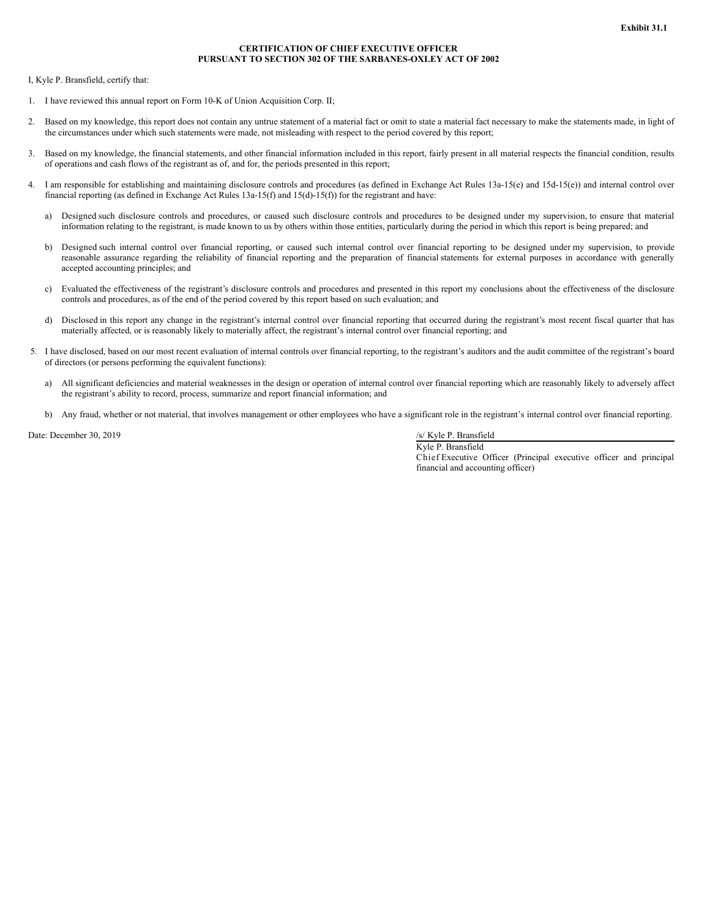**Exhibit 31.1**

**CERTIFICATION OF CHIEF EXECUTIVE OFFICER PURSUANT TO SECTION 302 OF THE SARBANES-OXLEY ACT OF 2002**

I, Kyle P. Bransfield, certify that:

1. I have reviewed this annual report on Form 10-K of Union Acquisition Corp. II;

2. Based on my knowledge, this report does not contain any untrue statement of a material fact or omit to state a material fact necessary to make the statements made, in light of the circumstances under which such statements were made, not misleading with respect to the period covered by this report;

3. Based on my knowledge, the financial statements, and other financial information included in this report, fairly present in all material respects the financial condition, results of operations and cash flows of the registrant as of, and for, the periods presented in this report;

4. I am responsible for establishing and maintaining disclosure controls and procedures (as defined in Exchange Act Rules 13a-15(e) and 15d-15(e)) and internal control over financial reporting (as defined in Exchange Act Rules 13a-15(f) and 15(d)-15(f)) for the registrant and have:

   a) Designed such disclosure controls and procedures, or caused such disclosure controls and procedures to be designed under my supervision, to ensure that material information relating to the registrant, is made known to us by others within those entities, particularly during the period in which this report is being prepared; and

   b) Designed such internal control over financial reporting, or caused such internal control over financial reporting to be designed under my supervision, to provide reasonable assurance regarding the reliability of financial reporting and the preparation of financial statements for external purposes in accordance with generally accepted accounting principles; and

   c) Evaluated the effectiveness of the registrant's disclosure controls and procedures and presented in this report my conclusions about the effectiveness of the disclosure controls and procedures, as of the end of the period covered by this report based on such evaluation; and

   d) Disclosed in this report any change in the registrant's internal control over financial reporting that occurred during the registrant's most recent fiscal quarter that has materially affected, or is reasonably likely to materially affect, the registrant's internal control over financial reporting; and

5. I have disclosed, based on our most recent evaluation of internal controls over financial reporting, to the registrant's auditors and the audit committee of the registrant's board of directors (or persons performing the equivalent functions):

   a) All significant deficiencies and material weaknesses in the design or operation of internal control over financial reporting which are reasonably likely to adversely affect the registrant's ability to record, process, summarize and report financial information; and

   b) Any fraud, whether or not material, that involves management or other employees who have a significant role in the registrant's internal control over financial reporting.

Date: December 30, 2019

/s/ Kyle P. Bransfield
Kyle P. Bransfield
Chief Executive Officer (Principal executive officer and principal financial and accounting officer)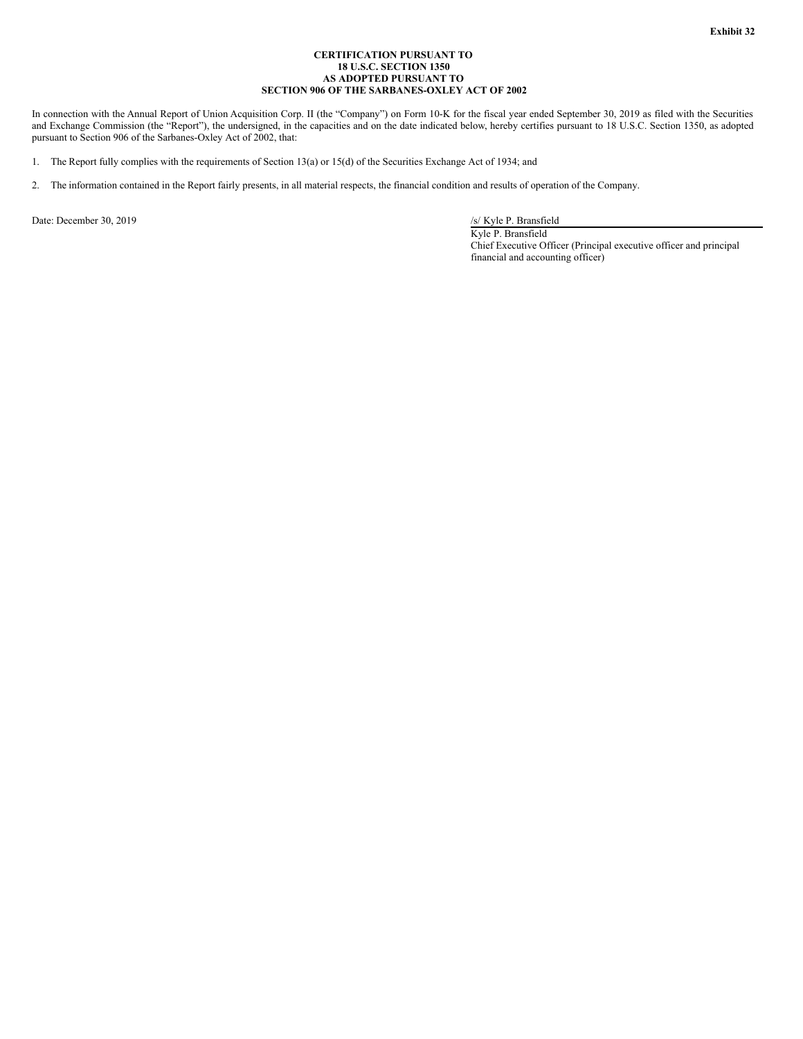**Exhibit 32**

**CERTIFICATION PURSUANT TO
18 U.S.C. SECTION 1350
AS ADOPTED PURSUANT TO
SECTION 906 OF THE SARBANES-OXLEY ACT OF 2002**

In connection with the Annual Report of Union Acquisition Corp. II (the "Company") on Form 10-K for the fiscal year ended September 30, 2019 as filed with the Securities and Exchange Commission (the "Report"), the undersigned, in the capacities and on the date indicated below, hereby certifies pursuant to 18 U.S.C. Section 1350, as adopted pursuant to Section 906 of the Sarbanes-Oxley Act of 2002, that:

1. The Report fully complies with the requirements of Section 13(a) or 15(d) of the Securities Exchange Act of 1934; and

2. The information contained in the Report fairly presents, in all material respects, the financial condition and results of operation of the Company.

Date: December 30, 2019

/s/ Kyle P. Bransfield
Kyle P. Bransfield
Chief Executive Officer (Principal executive officer and principal financial and accounting officer)